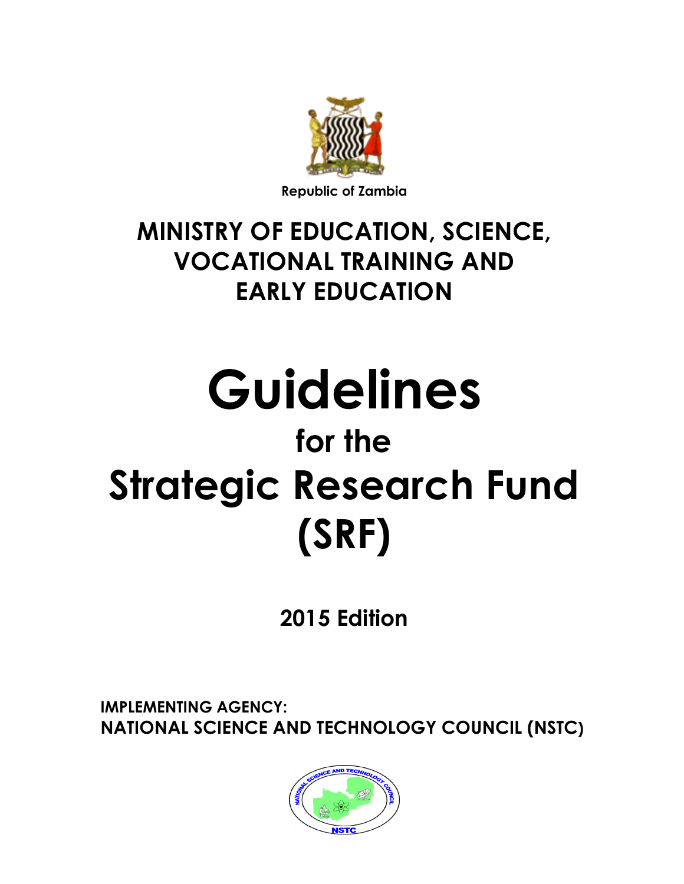Republic of Zambia

## MINISTRY OF EDUCATION, SCIENCE, VOCATIONAL TRAINING AND EARLY EDUCATION

# Guidelines

## for the

# Strategic Research Fund (SRF)

**2015 Edition**

**IMPLEMENTING AGENCY:**
**NATIONAL SCIENCE AND TECHNOLOGY COUNCIL (NSTC)**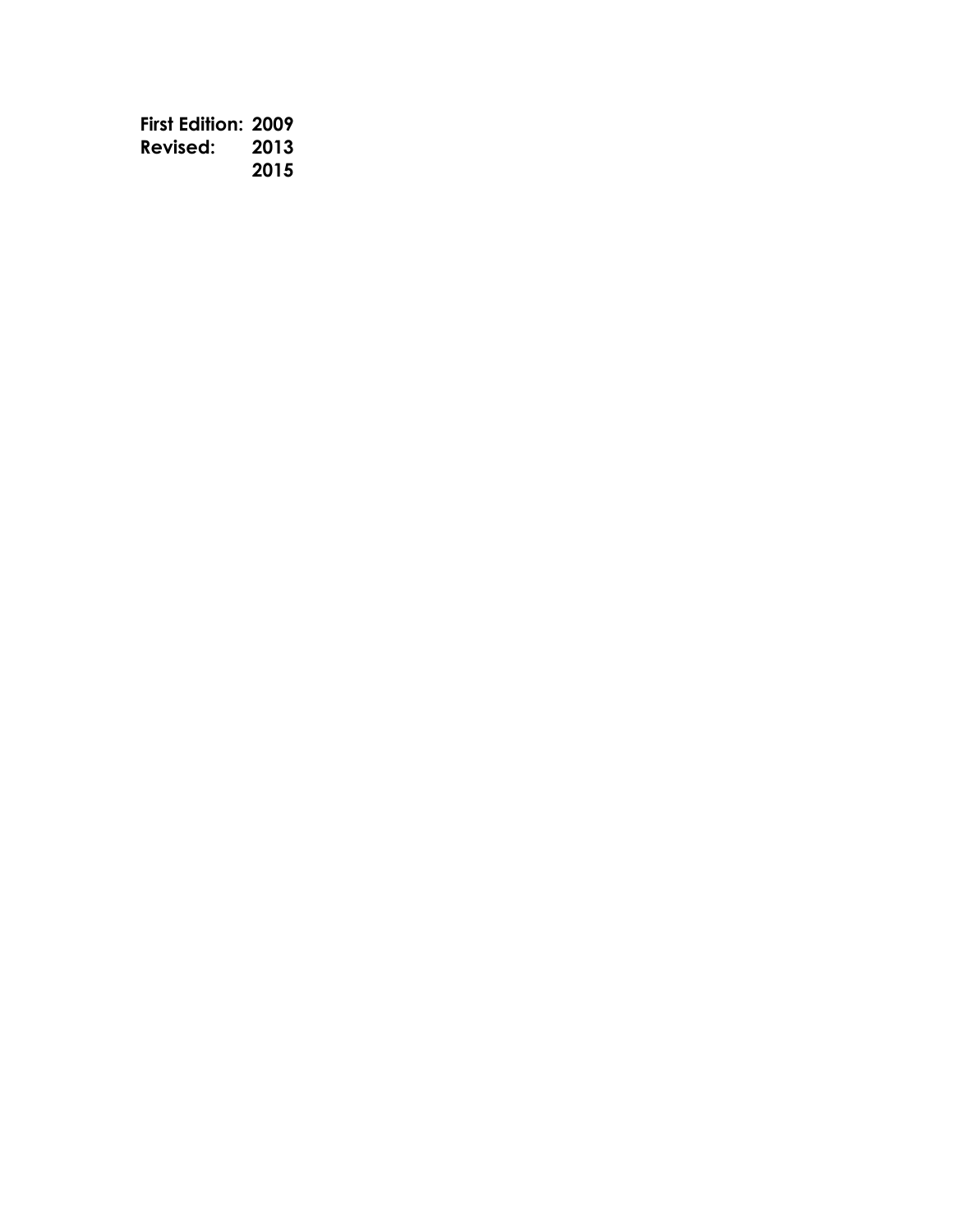**First Edition: 2009**
**Revised: 2013**
**2015**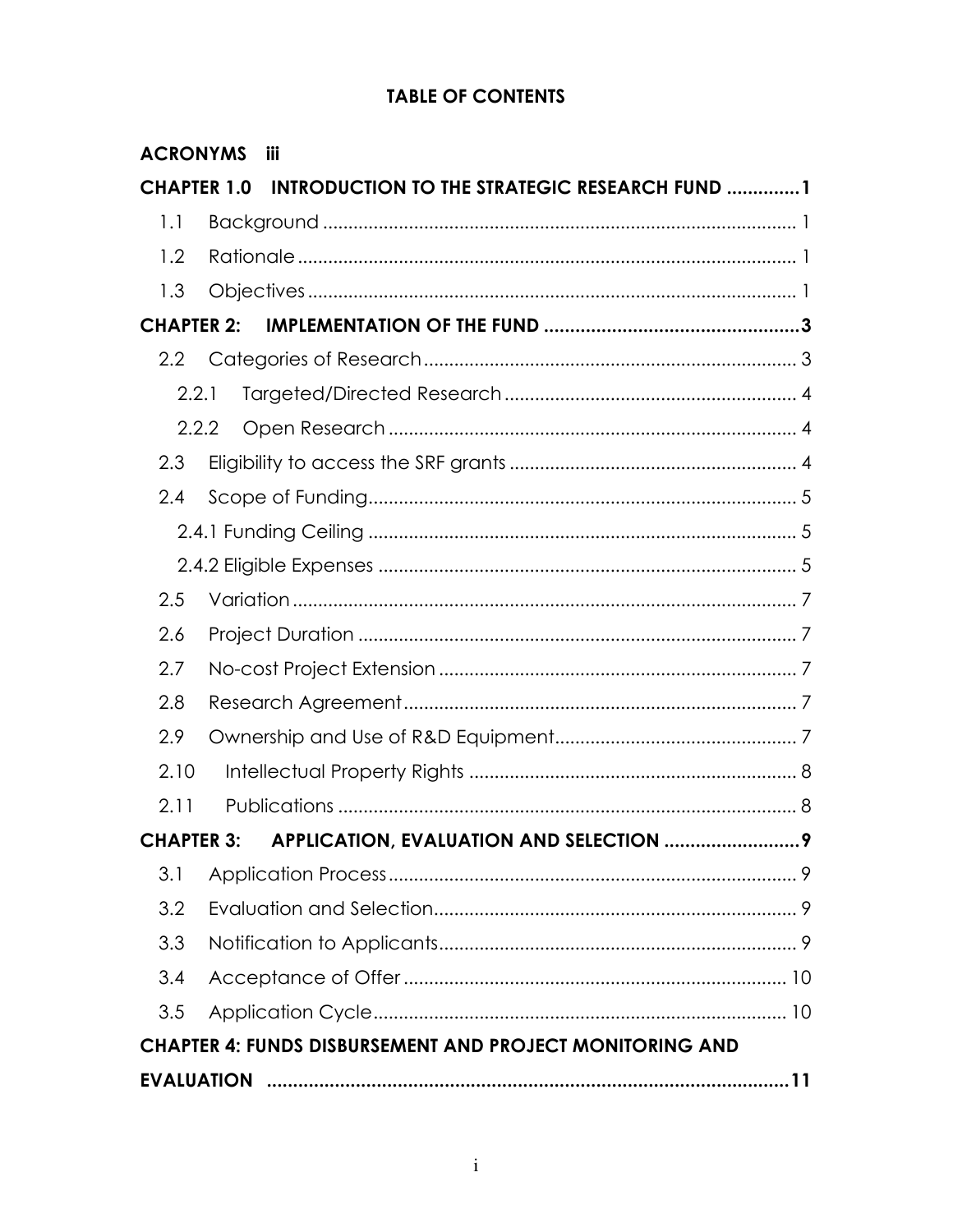**TABLE OF CONTENTS**

**ACRONYMS iii**

**CHAPTER 1.0 INTRODUCTION TO THE STRATEGIC RESEARCH FUND ............. 1**

- 1.1 Background ............................................................................................. 1
- 1.2 Rationale .................................................................................................. 1
- 1.3 Objectives ................................................................................................ 1

**CHAPTER 2: IMPLEMENTATION OF THE FUND ................................................ 3**

- 2.2 Categories of Research ......................................................................... 3
  - 2.2.1 Targeted/Directed Research ........................................................ 4
  - 2.2.2 Open Research ............................................................................... 4
- 2.3 Eligibility to access the SRF grants ........................................................ 4
- 2.4 Scope of Funding .................................................................................... 5
  - 2.4.1 Funding Ceiling .................................................................................... 5
  - 2.4.2 Eligible Expenses .................................................................................. 5
- 2.5 Variation ................................................................................................... 7
- 2.6 Project Duration ...................................................................................... 7
- 2.7 No-cost Project Extension ...................................................................... 7
- 2.8 Research Agreement ............................................................................. 7
- 2.9 Ownership and Use of R&D Equipment ............................................... 7
- 2.10 Intellectual Property Rights ............................................................... 8
- 2.11 Publications .......................................................................................... 8

**CHAPTER 3: APPLICATION, EVALUATION AND SELECTION ......................... 9**

- 3.1 Application Process ................................................................................ 9
- 3.2 Evaluation and Selection ....................................................................... 9
- 3.3 Notification to Applicants ...................................................................... 9
- 3.4 Acceptance of Offer ............................................................................. 10
- 3.5 Application Cycle ................................................................................. 10

**CHAPTER 4: FUNDS DISBURSEMENT AND PROJECT MONITORING AND EVALUATION ................................................................................................... 11**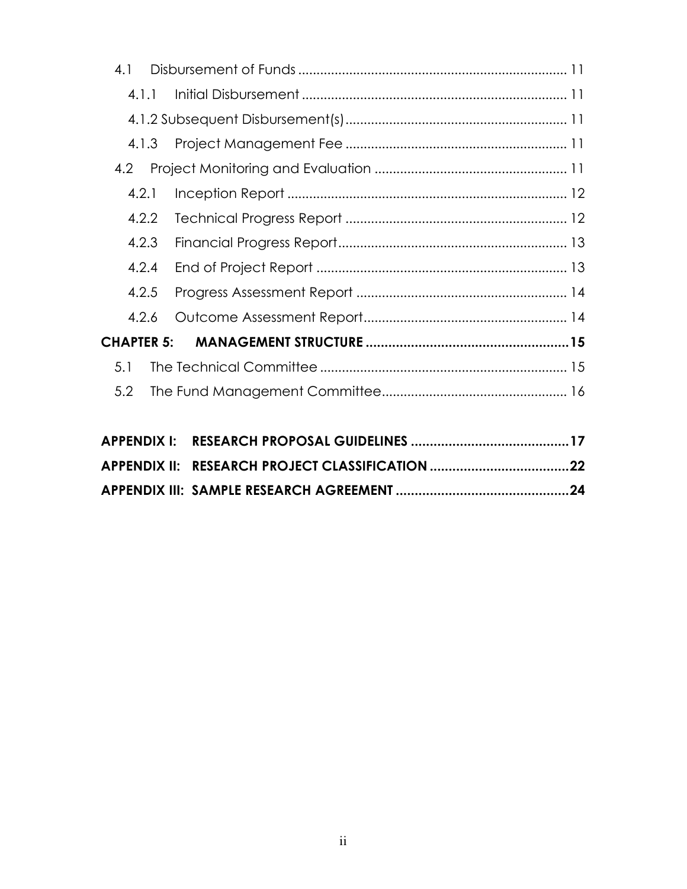4.1 Disbursement of Funds ........................................................................ 11

4.1.1 Initial Disbursement ........................................................................ 11

4.1.2 Subsequent Disbursement(s) ............................................................ 11

4.1.3 Project Management Fee ............................................................ 11

4.2 Project Monitoring and Evaluation .................................................... 11

4.2.1 Inception Report ............................................................................ 12

4.2.2 Technical Progress Report ............................................................ 12

4.2.3 Financial Progress Report .............................................................. 13

4.2.4 End of Project Report .................................................................... 13

4.2.5 Progress Assessment Report ......................................................... 14

4.2.6 Outcome Assessment Report ....................................................... 14

**CHAPTER 5: MANAGEMENT STRUCTURE ...................................................... 15**

5.1 The Technical Committee ................................................................... 15

5.2 The Fund Management Committee .................................................. 16

**APPENDIX I: RESEARCH PROPOSAL GUIDELINES .......................................... 17**

**APPENDIX II: RESEARCH PROJECT CLASSIFICATION ..................................... 22**

**APPENDIX III: SAMPLE RESEARCH AGREEMENT ............................................. 24**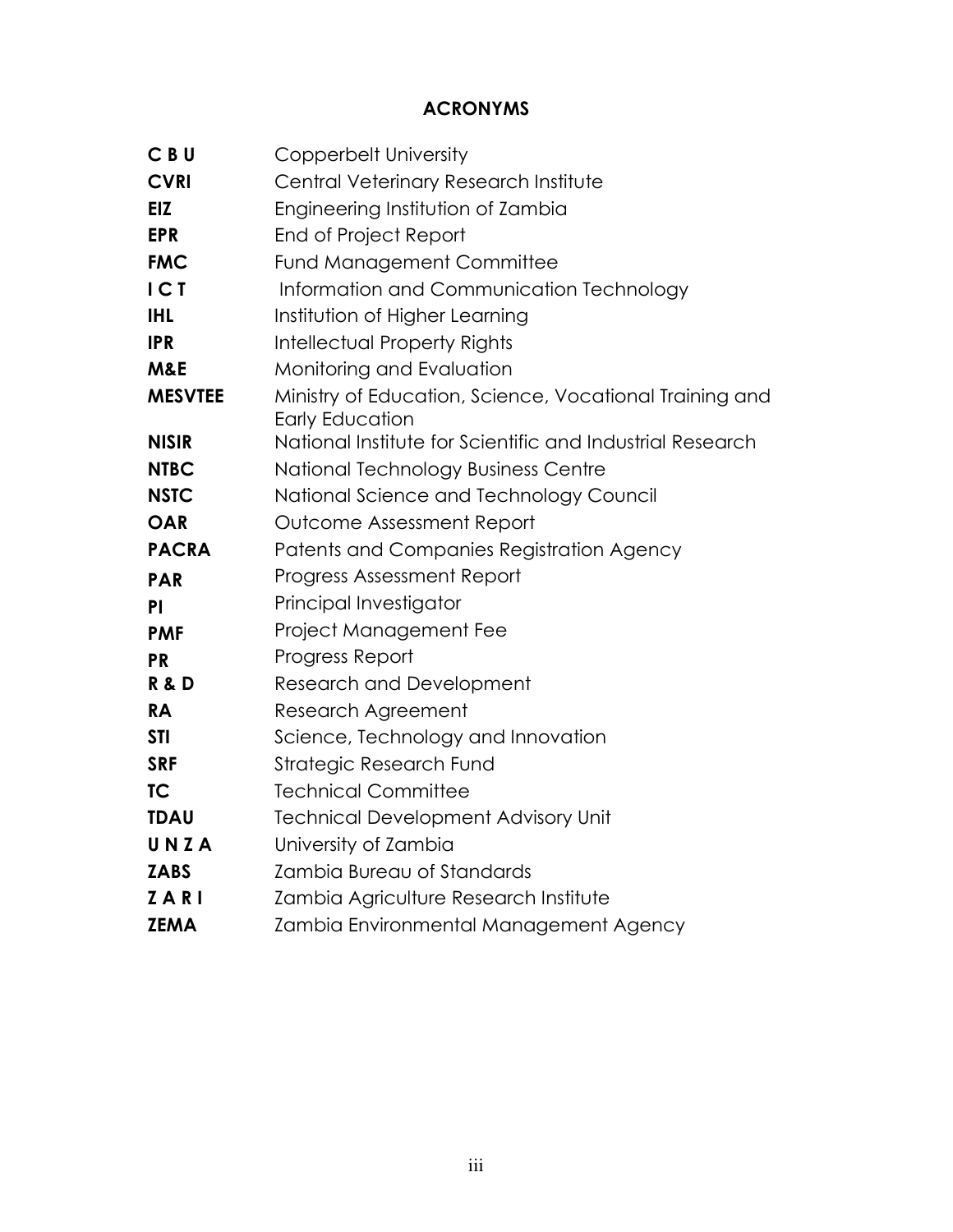## ACRONYMS

| | |
|---|---|
| **C B U** | Copperbelt University |
| **CVRI** | Central Veterinary Research Institute |
| **EIZ** | Engineering Institution of Zambia |
| **EPR** | End of Project Report |
| **FMC** | Fund Management Committee |
| **I C T** | Information and Communication Technology |
| **IHL** | Institution of Higher Learning |
| **IPR** | Intellectual Property Rights |
| **M&E** | Monitoring and Evaluation |
| **MESVTEE** | Ministry of Education, Science, Vocational Training and Early Education |
| **NISIR** | National Institute for Scientific and Industrial Research |
| **NTBC** | National Technology Business Centre |
| **NSTC** | National Science and Technology Council |
| **OAR** | Outcome Assessment Report |
| **PACRA** | Patents and Companies Registration Agency |
| **PAR** | Progress Assessment Report |
| **PI** | Principal Investigator |
| **PMF** | Project Management Fee |
| **PR** | Progress Report |
| **R & D** | Research and Development |
| **RA** | Research Agreement |
| **STI** | Science, Technology and Innovation |
| **SRF** | Strategic Research Fund |
| **TC** | Technical Committee |
| **TDAU** | Technical Development Advisory Unit |
| **U N Z A** | University of Zambia |
| **ZABS** | Zambia Bureau of Standards |
| **Z A R I** | Zambia Agriculture Research Institute |
| **ZEMA** | Zambia Environmental Management Agency |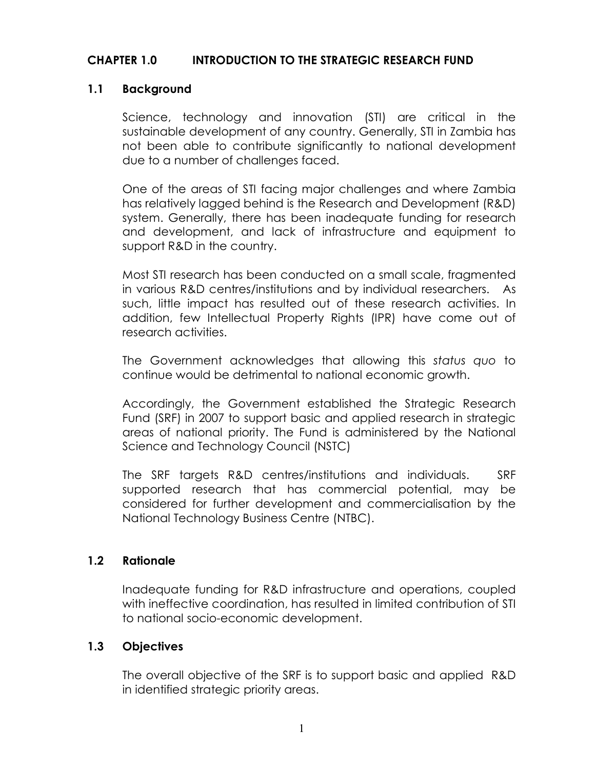# CHAPTER 1.0 INTRODUCTION TO THE STRATEGIC RESEARCH FUND

## 1.1 Background

Science, technology and innovation (STI) are critical in the sustainable development of any country. Generally, STI in Zambia has not been able to contribute significantly to national development due to a number of challenges faced.

One of the areas of STI facing major challenges and where Zambia has relatively lagged behind is the Research and Development (R&D) system. Generally, there has been inadequate funding for research and development, and lack of infrastructure and equipment to support R&D in the country.

Most STI research has been conducted on a small scale, fragmented in various R&D centres/institutions and by individual researchers. As such, little impact has resulted out of these research activities. In addition, few Intellectual Property Rights (IPR) have come out of research activities.

The Government acknowledges that allowing this *status quo* to continue would be detrimental to national economic growth.

Accordingly, the Government established the Strategic Research Fund (SRF) in 2007 to support basic and applied research in strategic areas of national priority. The Fund is administered by the National Science and Technology Council (NSTC)

The SRF targets R&D centres/institutions and individuals. SRF supported research that has commercial potential, may be considered for further development and commercialisation by the National Technology Business Centre (NTBC).

## 1.2 Rationale

Inadequate funding for R&D infrastructure and operations, coupled with ineffective coordination, has resulted in limited contribution of STI to national socio-economic development.

## 1.3 Objectives

The overall objective of the SRF is to support basic and applied R&D in identified strategic priority areas.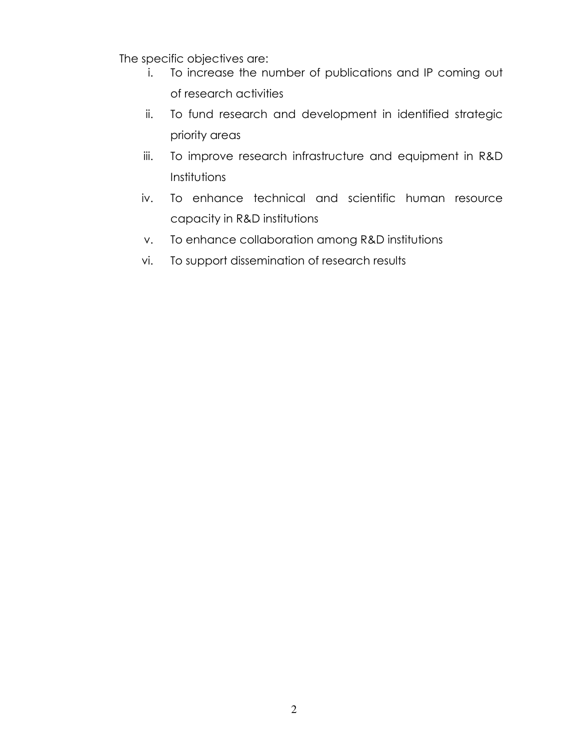The specific objectives are:

i. To increase the number of publications and IP coming out of research activities
ii. To fund research and development in identified strategic priority areas
iii. To improve research infrastructure and equipment in R&D Institutions
iv. To enhance technical and scientific human resource capacity in R&D institutions
v. To enhance collaboration among R&D institutions
vi. To support dissemination of research results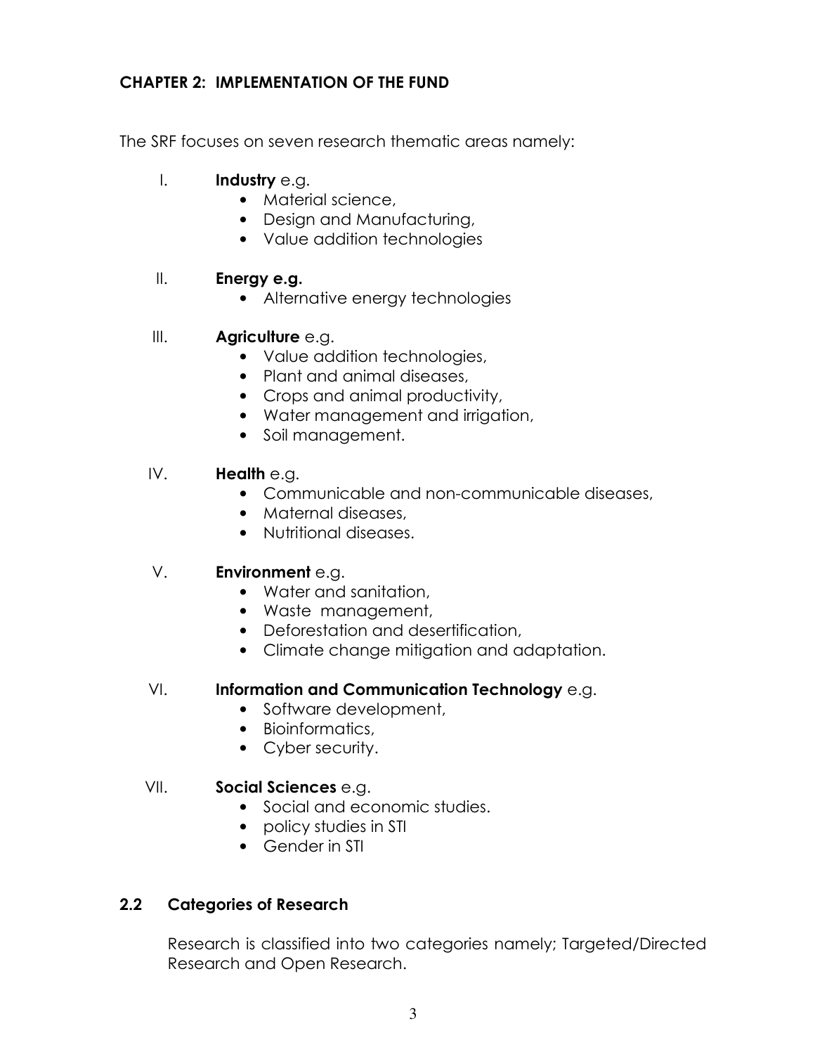## CHAPTER 2: IMPLEMENTATION OF THE FUND

The SRF focuses on seven research thematic areas namely:

I. **Industry** e.g.
   - Material science,
   - Design and Manufacturing,
   - Value addition technologies

II. **Energy e.g.**
   - Alternative energy technologies

III. **Agriculture** e.g.
   - Value addition technologies,
   - Plant and animal diseases,
   - Crops and animal productivity,
   - Water management and irrigation,
   - Soil management.

IV. **Health** e.g.
   - Communicable and non-communicable diseases,
   - Maternal diseases,
   - Nutritional diseases.

V. **Environment** e.g.
   - Water and sanitation,
   - Waste management,
   - Deforestation and desertification,
   - Climate change mitigation and adaptation.

VI. **Information and Communication Technology** e.g.
   - Software development,
   - Bioinformatics,
   - Cyber security.

VII. **Social Sciences** e.g.
   - Social and economic studies.
   - policy studies in STI
   - Gender in STI

### 2.2 Categories of Research

Research is classified into two categories namely; Targeted/Directed Research and Open Research.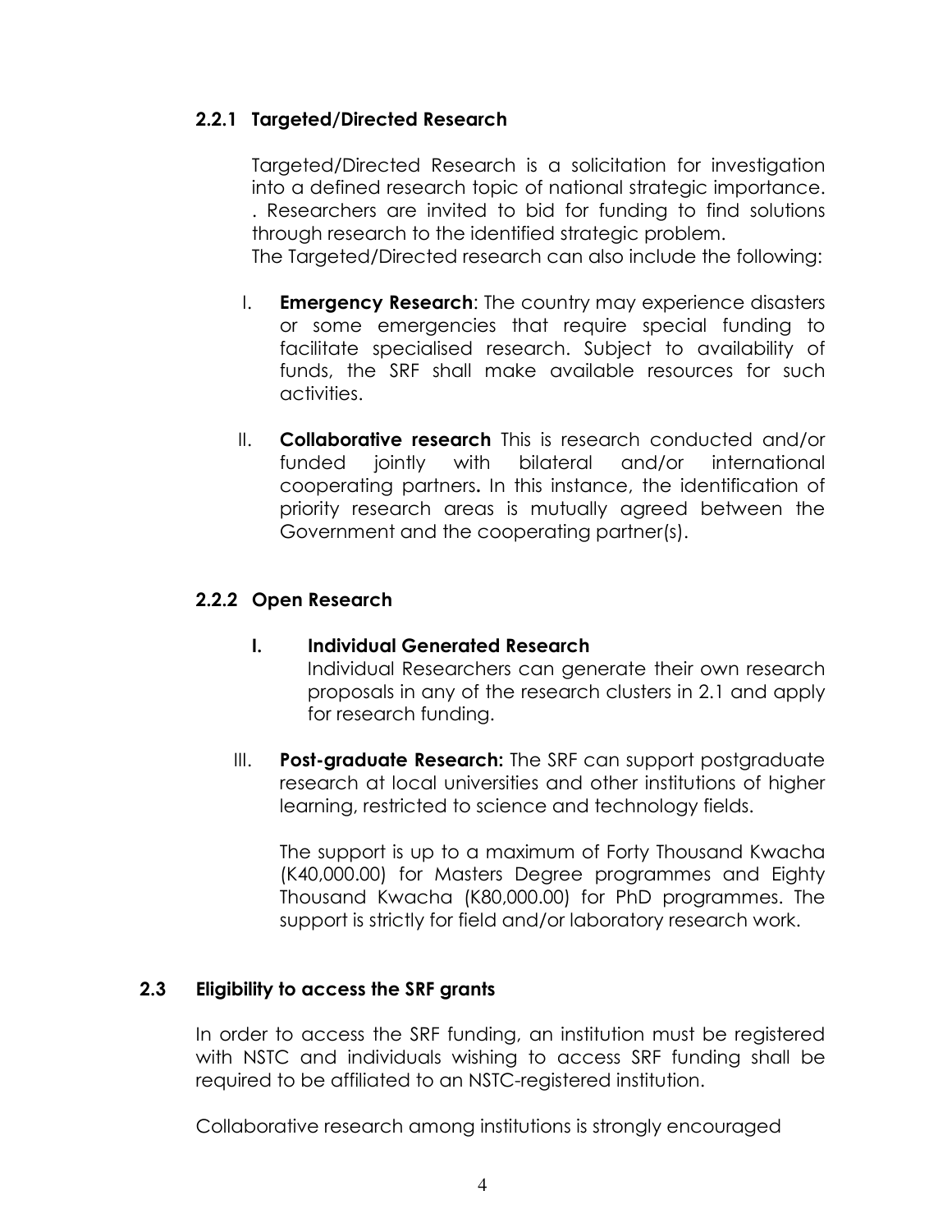#### 2.2.1 Targeted/Directed Research

Targeted/Directed Research is a solicitation for investigation into a defined research topic of national strategic importance. . Researchers are invited to bid for funding to find solutions through research to the identified strategic problem.
The Targeted/Directed research can also include the following:

I. **Emergency Research**: The country may experience disasters or some emergencies that require special funding to facilitate specialised research. Subject to availability of funds, the SRF shall make available resources for such activities.

II. **Collaborative research** This is research conducted and/or funded jointly with bilateral and/or international cooperating partners**.** In this instance, the identification of priority research areas is mutually agreed between the Government and the cooperating partner(s).

#### 2.2.2 Open Research

**I. Individual Generated Research**
Individual Researchers can generate their own research proposals in any of the research clusters in 2.1 and apply for research funding.

III. **Post-graduate Research:** The SRF can support postgraduate research at local universities and other institutions of higher learning, restricted to science and technology fields.

The support is up to a maximum of Forty Thousand Kwacha (K40,000.00) for Masters Degree programmes and Eighty Thousand Kwacha (K80,000.00) for PhD programmes. The support is strictly for field and/or laboratory research work.

### 2.3 Eligibility to access the SRF grants

In order to access the SRF funding, an institution must be registered with NSTC and individuals wishing to access SRF funding shall be required to be affiliated to an NSTC-registered institution.

Collaborative research among institutions is strongly encouraged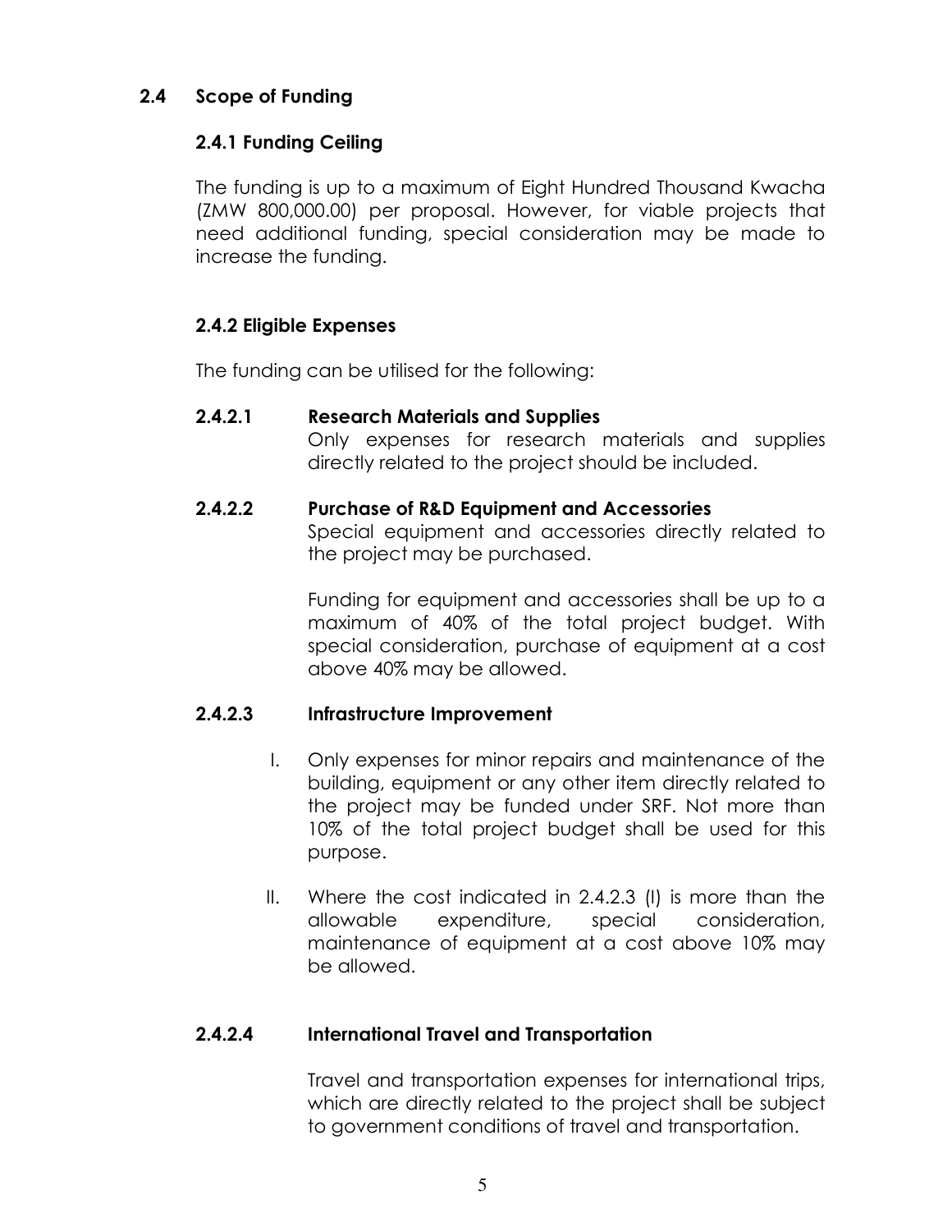## 2.4 Scope of Funding

### 2.4.1 Funding Ceiling

The funding is up to a maximum of Eight Hundred Thousand Kwacha (ZMW 800,000.00) per proposal. However, for viable projects that need additional funding, special consideration may be made to increase the funding.

### 2.4.2 Eligible Expenses

The funding can be utilised for the following:

#### 2.4.2.1 Research Materials and Supplies

Only expenses for research materials and supplies directly related to the project should be included.

#### 2.4.2.2 Purchase of R&D Equipment and Accessories

Special equipment and accessories directly related to the project may be purchased.

Funding for equipment and accessories shall be up to a maximum of 40% of the total project budget. With special consideration, purchase of equipment at a cost above 40% may be allowed.

#### 2.4.2.3 Infrastructure Improvement

I. Only expenses for minor repairs and maintenance of the building, equipment or any other item directly related to the project may be funded under SRF. Not more than 10% of the total project budget shall be used for this purpose.

II. Where the cost indicated in 2.4.2.3 (I) is more than the allowable expenditure, special consideration, maintenance of equipment at a cost above 10% may be allowed.

#### 2.4.2.4 International Travel and Transportation

Travel and transportation expenses for international trips, which are directly related to the project shall be subject to government conditions of travel and transportation.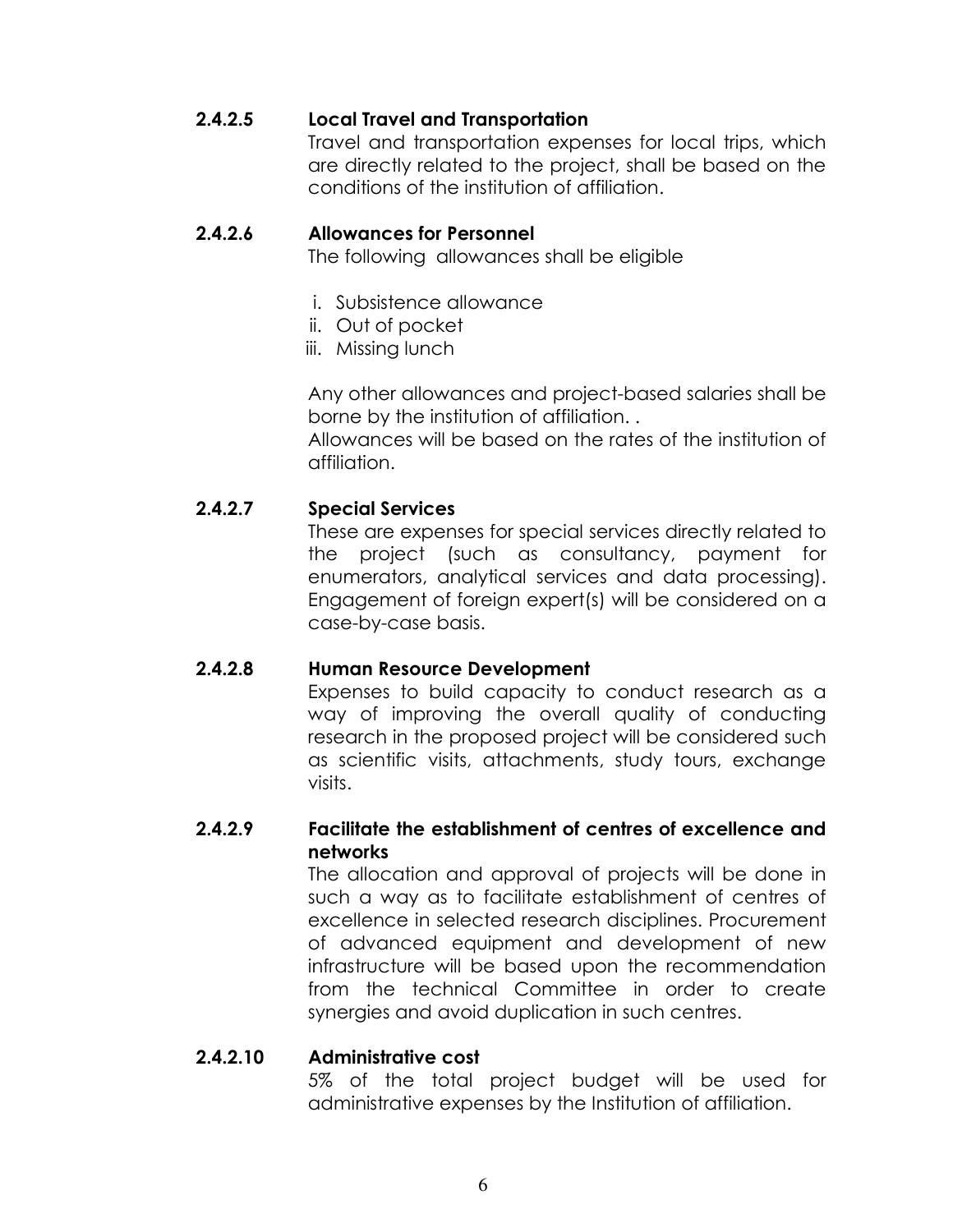#### 2.4.2.5 Local Travel and Transportation

Travel and transportation expenses for local trips, which are directly related to the project, shall be based on the conditions of the institution of affiliation.

#### 2.4.2.6 Allowances for Personnel

The following allowances shall be eligible

i. Subsistence allowance
ii. Out of pocket
iii. Missing lunch

Any other allowances and project-based salaries shall be borne by the institution of affiliation. .

Allowances will be based on the rates of the institution of affiliation.

#### 2.4.2.7 Special Services

These are expenses for special services directly related to the project (such as consultancy, payment for enumerators, analytical services and data processing). Engagement of foreign expert(s) will be considered on a case-by-case basis.

#### 2.4.2.8 Human Resource Development

Expenses to build capacity to conduct research as a way of improving the overall quality of conducting research in the proposed project will be considered such as scientific visits, attachments, study tours, exchange visits.

#### 2.4.2.9 Facilitate the establishment of centres of excellence and networks

The allocation and approval of projects will be done in such a way as to facilitate establishment of centres of excellence in selected research disciplines. Procurement of advanced equipment and development of new infrastructure will be based upon the recommendation from the technical Committee in order to create synergies and avoid duplication in such centres.

#### 2.4.2.10 Administrative cost

5% of the total project budget will be used for administrative expenses by the Institution of affiliation.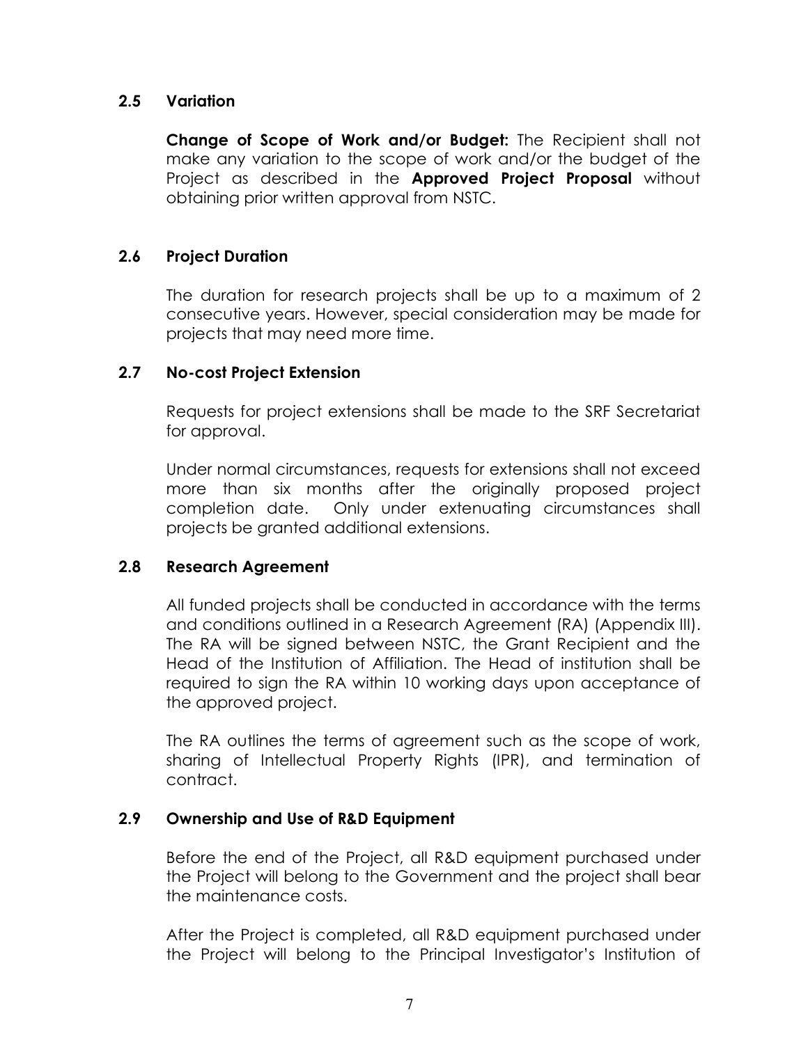### 2.5 Variation

**Change of Scope of Work and/or Budget:** The Recipient shall not make any variation to the scope of work and/or the budget of the Project as described in the **Approved Project Proposal** without obtaining prior written approval from NSTC.

### 2.6 Project Duration

The duration for research projects shall be up to a maximum of 2 consecutive years. However, special consideration may be made for projects that may need more time.

### 2.7 No-cost Project Extension

Requests for project extensions shall be made to the SRF Secretariat for approval.

Under normal circumstances, requests for extensions shall not exceed more than six months after the originally proposed project completion date. Only under extenuating circumstances shall projects be granted additional extensions.

### 2.8 Research Agreement

All funded projects shall be conducted in accordance with the terms and conditions outlined in a Research Agreement (RA) (Appendix III). The RA will be signed between NSTC, the Grant Recipient and the Head of the Institution of Affiliation. The Head of institution shall be required to sign the RA within 10 working days upon acceptance of the approved project.

The RA outlines the terms of agreement such as the scope of work, sharing of Intellectual Property Rights (IPR), and termination of contract.

### 2.9 Ownership and Use of R&D Equipment

Before the end of the Project, all R&D equipment purchased under the Project will belong to the Government and the project shall bear the maintenance costs.

After the Project is completed, all R&D equipment purchased under the Project will belong to the Principal Investigator's Institution of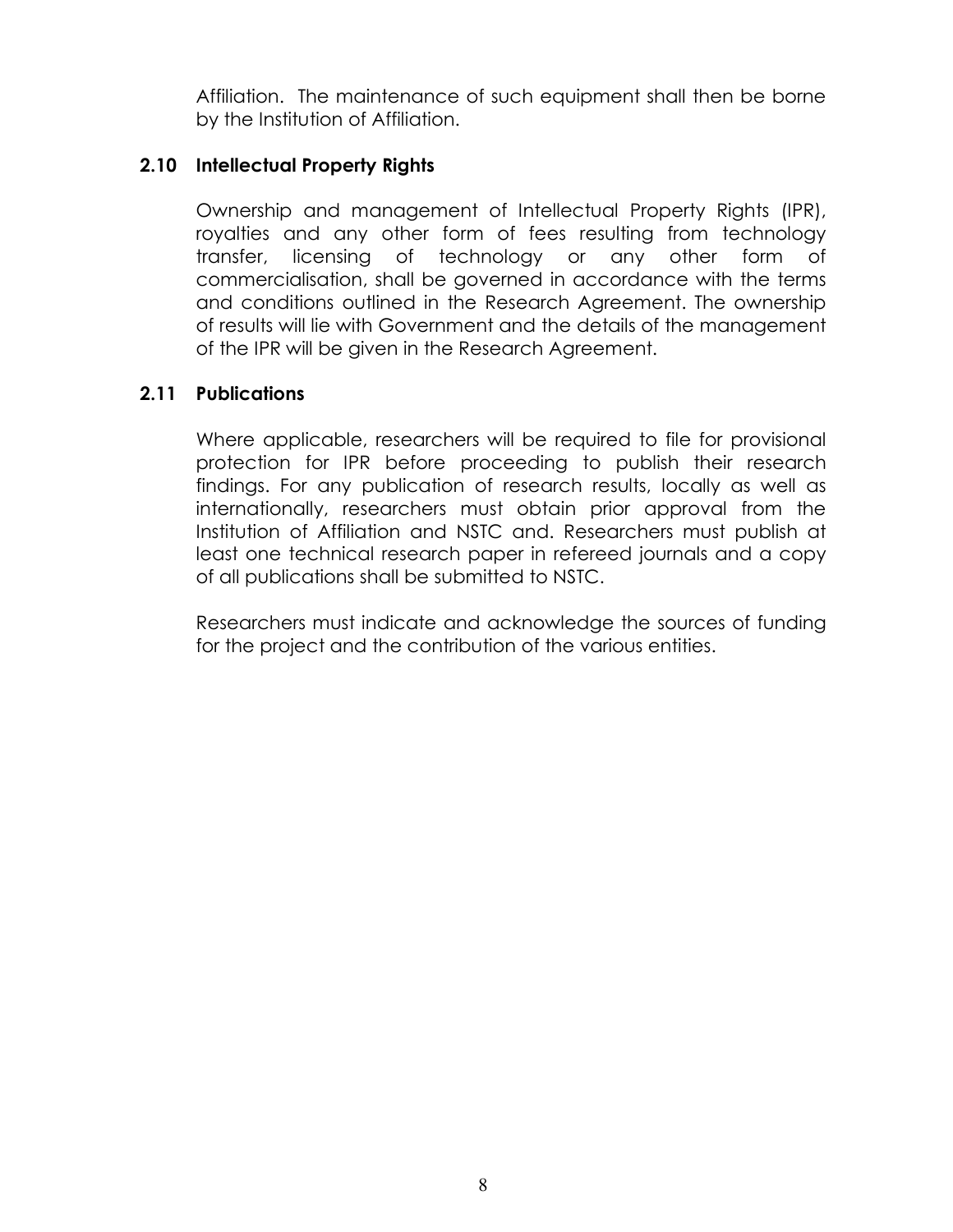Affiliation. The maintenance of such equipment shall then be borne by the Institution of Affiliation.

### 2.10 Intellectual Property Rights

Ownership and management of Intellectual Property Rights (IPR), royalties and any other form of fees resulting from technology transfer, licensing of technology or any other form of commercialisation, shall be governed in accordance with the terms and conditions outlined in the Research Agreement. The ownership of results will lie with Government and the details of the management of the IPR will be given in the Research Agreement.

### 2.11 Publications

Where applicable, researchers will be required to file for provisional protection for IPR before proceeding to publish their research findings. For any publication of research results, locally as well as internationally, researchers must obtain prior approval from the Institution of Affiliation and NSTC and. Researchers must publish at least one technical research paper in refereed journals and a copy of all publications shall be submitted to NSTC.

Researchers must indicate and acknowledge the sources of funding for the project and the contribution of the various entities.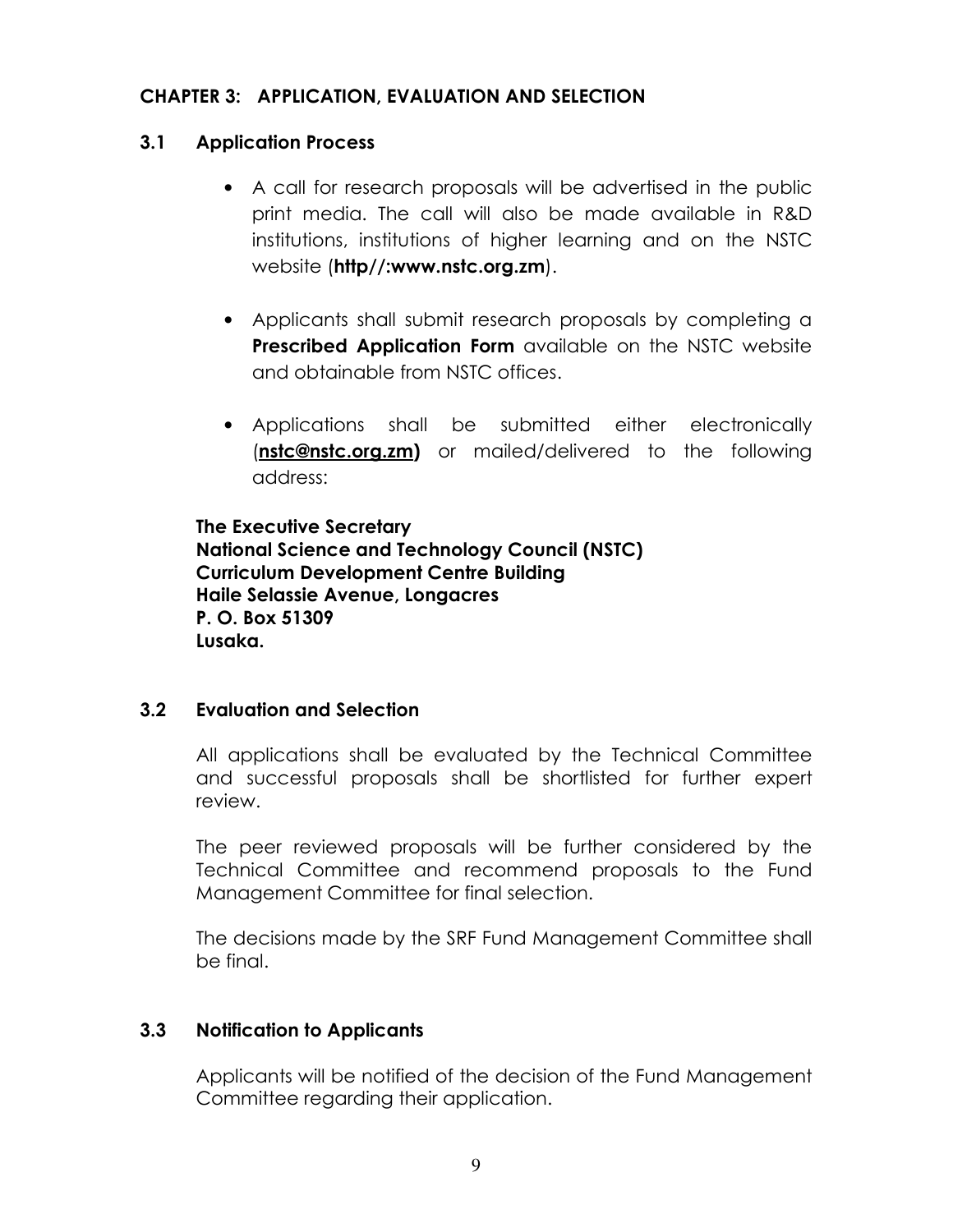## CHAPTER 3: APPLICATION, EVALUATION AND SELECTION

### 3.1 Application Process

- A call for research proposals will be advertised in the public print media. The call will also be made available in R&D institutions, institutions of higher learning and on the NSTC website (**http//:www.nstc.org.zm**).
- Applicants shall submit research proposals by completing a **Prescribed Application Form** available on the NSTC website and obtainable from NSTC offices.
- Applications shall be submitted either electronically (**nstc@nstc.org.zm)** or mailed/delivered to the following address:

**The Executive Secretary**
**National Science and Technology Council (NSTC)**
**Curriculum Development Centre Building**
**Haile Selassie Avenue, Longacres**
**P. O. Box 51309**
**Lusaka.**

### 3.2 Evaluation and Selection

All applications shall be evaluated by the Technical Committee and successful proposals shall be shortlisted for further expert review.

The peer reviewed proposals will be further considered by the Technical Committee and recommend proposals to the Fund Management Committee for final selection.

The decisions made by the SRF Fund Management Committee shall be final.

### 3.3 Notification to Applicants

Applicants will be notified of the decision of the Fund Management Committee regarding their application.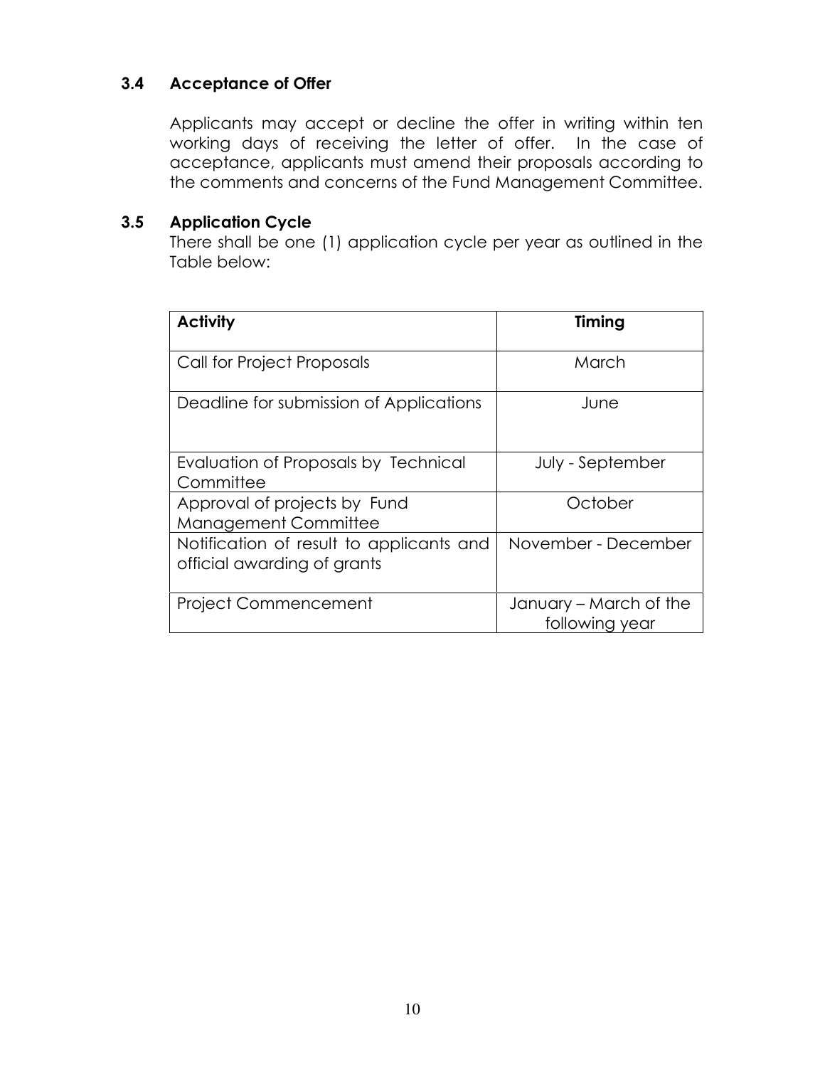### 3.4 Acceptance of Offer

Applicants may accept or decline the offer in writing within ten working days of receiving the letter of offer. In the case of acceptance, applicants must amend their proposals according to the comments and concerns of the Fund Management Committee.

### 3.5 Application Cycle

There shall be one (1) application cycle per year as outlined in the Table below:

| **Activity** | **Timing** |
| --- | --- |
| Call for Project Proposals | March |
| Deadline for submission of Applications | June |
| Evaluation of Proposals by Technical Committee | July - September |
| Approval of projects by Fund Management Committee | October |
| Notification of result to applicants and official awarding of grants | November - December |
| Project Commencement | January – March of the following year |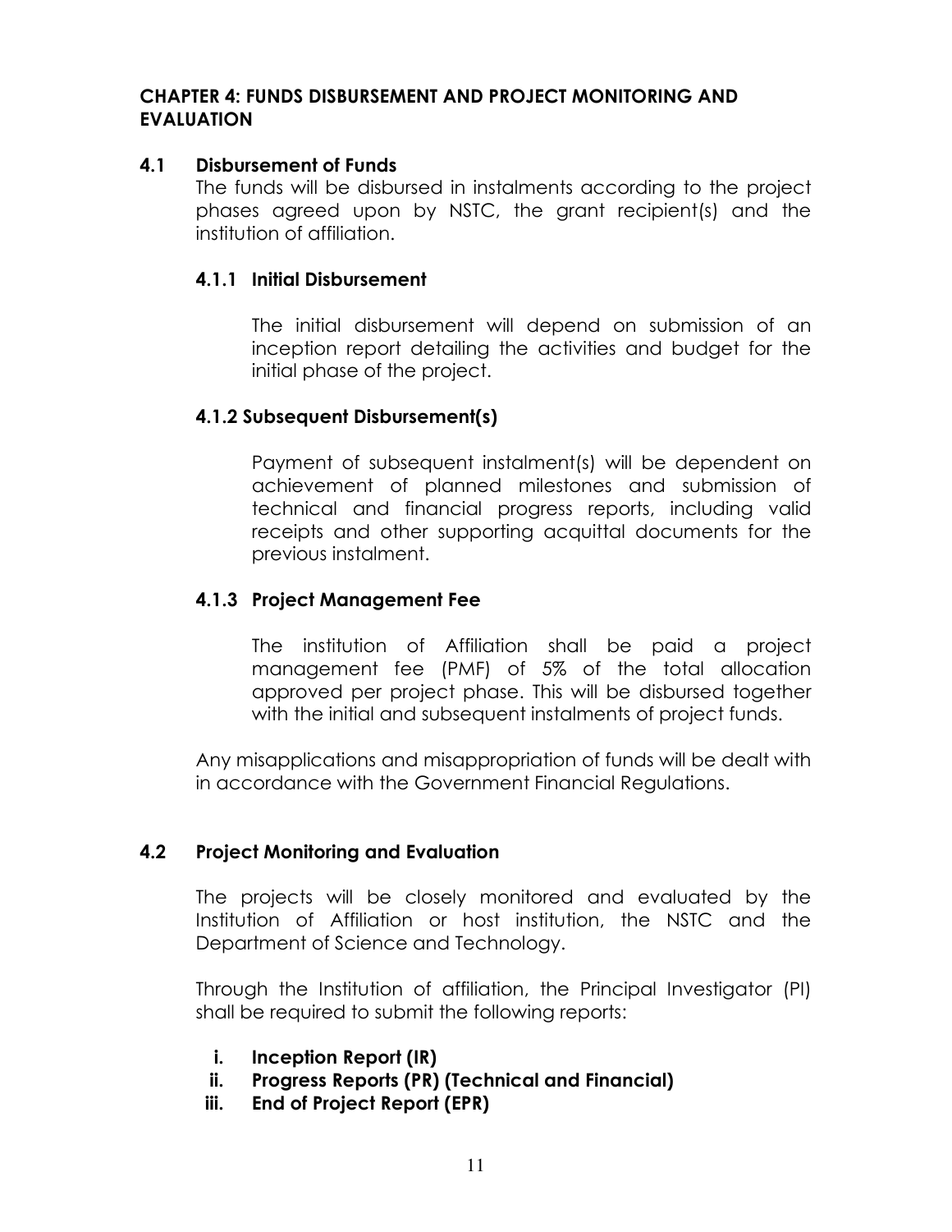## CHAPTER 4: FUNDS DISBURSEMENT AND PROJECT MONITORING AND EVALUATION

### 4.1 Disbursement of Funds

The funds will be disbursed in instalments according to the project phases agreed upon by NSTC, the grant recipient(s) and the institution of affiliation.

#### 4.1.1 Initial Disbursement

The initial disbursement will depend on submission of an inception report detailing the activities and budget for the initial phase of the project.

#### 4.1.2 Subsequent Disbursement(s)

Payment of subsequent instalment(s) will be dependent on achievement of planned milestones and submission of technical and financial progress reports, including valid receipts and other supporting acquittal documents for the previous instalment.

#### 4.1.3 Project Management Fee

The institution of Affiliation shall be paid a project management fee (PMF) of 5% of the total allocation approved per project phase. This will be disbursed together with the initial and subsequent instalments of project funds.

Any misapplications and misappropriation of funds will be dealt with in accordance with the Government Financial Regulations.

### 4.2 Project Monitoring and Evaluation

The projects will be closely monitored and evaluated by the Institution of Affiliation or host institution, the NSTC and the Department of Science and Technology.

Through the Institution of affiliation, the Principal Investigator (PI) shall be required to submit the following reports:

- i. **Inception Report (IR)**
- ii. **Progress Reports (PR) (Technical and Financial)**
- iii. **End of Project Report (EPR)**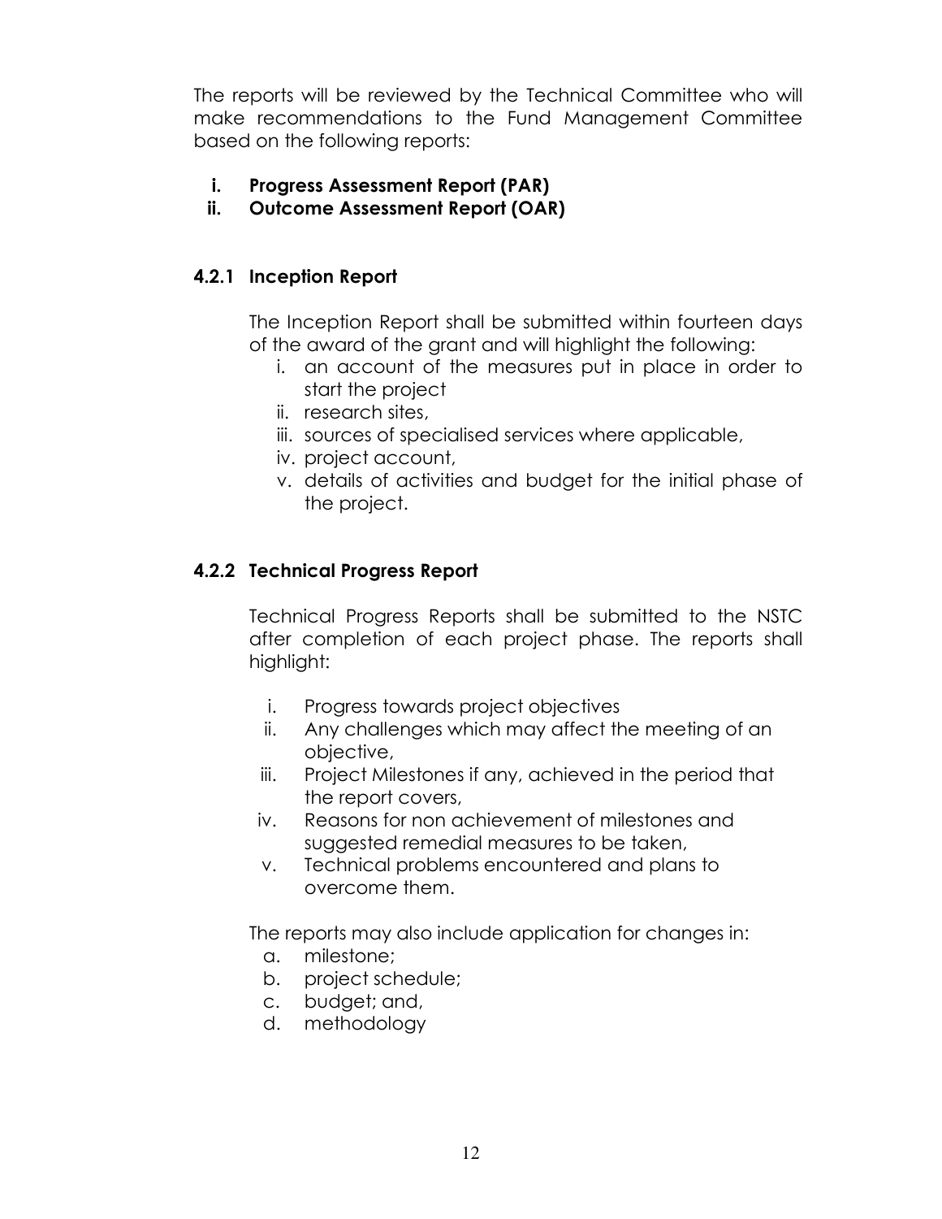The reports will be reviewed by the Technical Committee who will make recommendations to the Fund Management Committee based on the following reports:

- **i. Progress Assessment Report (PAR)**
- **ii. Outcome Assessment Report (OAR)**

### 4.2.1 Inception Report

The Inception Report shall be submitted within fourteen days of the award of the grant and will highlight the following:

- i. an account of the measures put in place in order to start the project
- ii. research sites,
- iii. sources of specialised services where applicable,
- iv. project account,
- v. details of activities and budget for the initial phase of the project.

### 4.2.2 Technical Progress Report

Technical Progress Reports shall be submitted to the NSTC after completion of each project phase. The reports shall highlight:

- i. Progress towards project objectives
- ii. Any challenges which may affect the meeting of an objective,
- iii. Project Milestones if any, achieved in the period that the report covers,
- iv. Reasons for non achievement of milestones and suggested remedial measures to be taken,
- v. Technical problems encountered and plans to overcome them.

The reports may also include application for changes in:

- a. milestone;
- b. project schedule;
- c. budget; and,
- d. methodology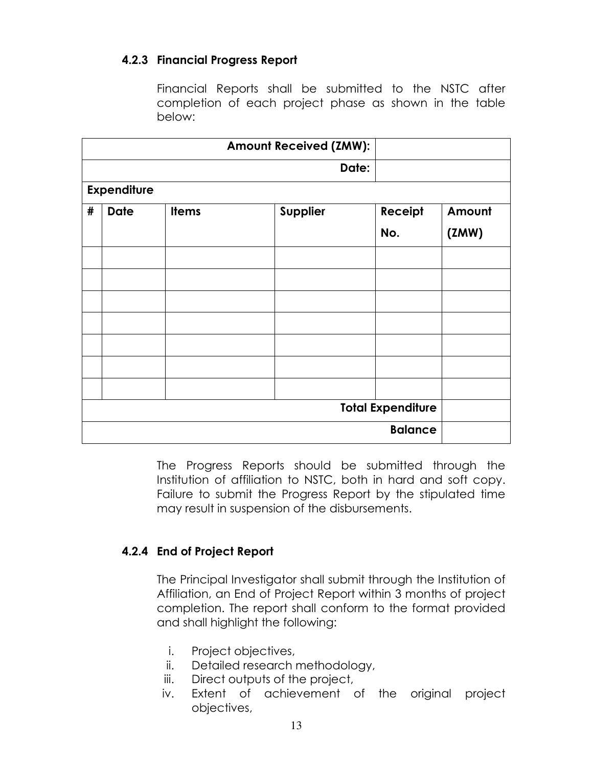#### 4.2.3 Financial Progress Report

Financial Reports shall be submitted to the NSTC after completion of each project phase as shown in the table below:

| | | | | | |
|---|---|---|---|---|---|
| | | | **Amount Received (ZMW):** | | |
| | | | **Date:** | | |
| **Expenditure** | | | | | |
| **#** | **Date** | **Items** | **Supplier** | **Receipt No.** | **Amount (ZMW)** |
| | | | | | |
| | | | | | |
| | | | | | |
| | | | | | |
| | | | | | |
| | | | | | |
| | | | | | |
| | | | | **Total Expenditure** | |
| | | | | **Balance** | |

The Progress Reports should be submitted through the Institution of affiliation to NSTC, both in hard and soft copy. Failure to submit the Progress Report by the stipulated time may result in suspension of the disbursements.

#### 4.2.4 End of Project Report

The Principal Investigator shall submit through the Institution of Affiliation, an End of Project Report within 3 months of project completion. The report shall conform to the format provided and shall highlight the following:

i. Project objectives,
ii. Detailed research methodology,
iii. Direct outputs of the project,
iv. Extent of achievement of the original project objectives,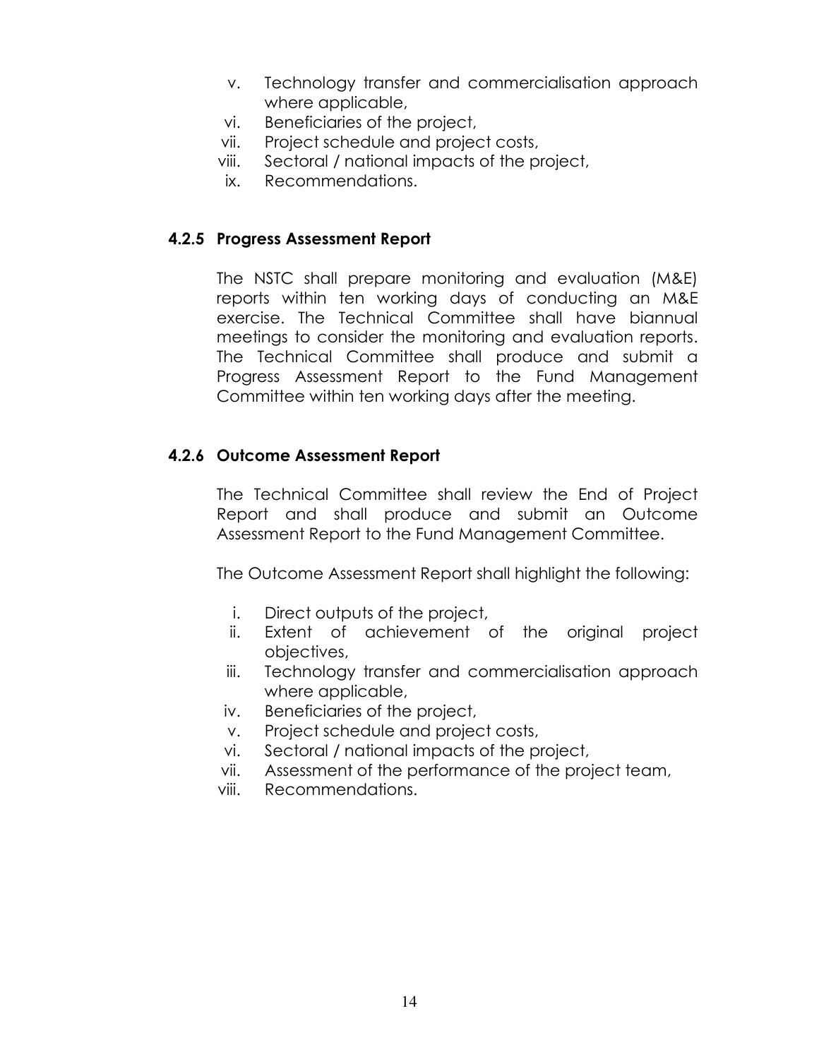v. Technology transfer and commercialisation approach where applicable,
vi. Beneficiaries of the project,
vii. Project schedule and project costs,
viii. Sectoral / national impacts of the project,
ix. Recommendations.

### 4.2.5 Progress Assessment Report

The NSTC shall prepare monitoring and evaluation (M&E) reports within ten working days of conducting an M&E exercise. The Technical Committee shall have biannual meetings to consider the monitoring and evaluation reports. The Technical Committee shall produce and submit a Progress Assessment Report to the Fund Management Committee within ten working days after the meeting.

### 4.2.6 Outcome Assessment Report

The Technical Committee shall review the End of Project Report and shall produce and submit an Outcome Assessment Report to the Fund Management Committee.

The Outcome Assessment Report shall highlight the following:

i. Direct outputs of the project,
ii. Extent of achievement of the original project objectives,
iii. Technology transfer and commercialisation approach where applicable,
iv. Beneficiaries of the project,
v. Project schedule and project costs,
vi. Sectoral / national impacts of the project,
vii. Assessment of the performance of the project team,
viii. Recommendations.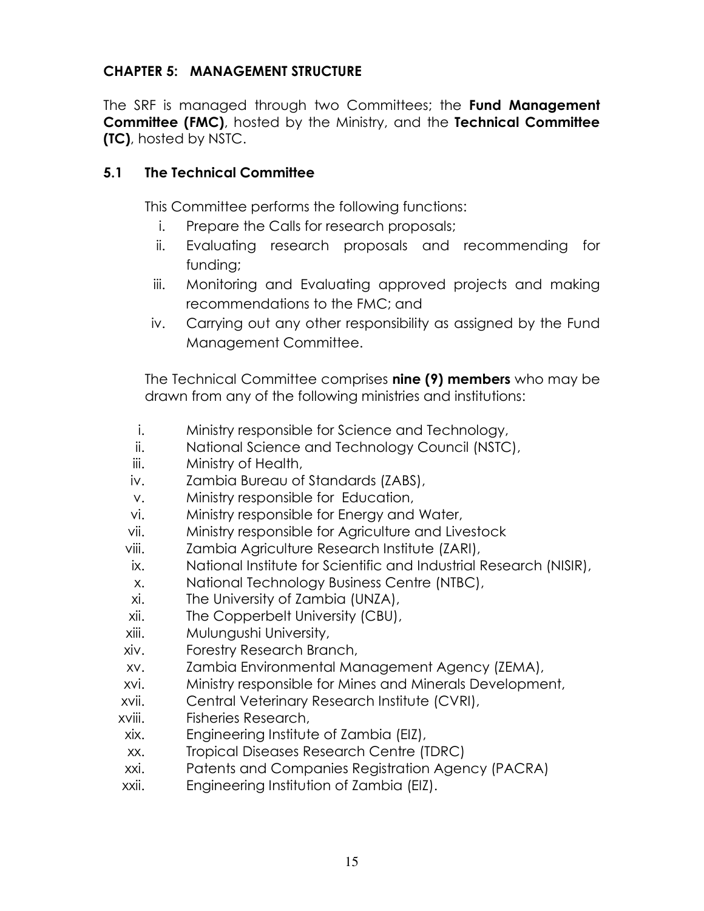## CHAPTER 5: MANAGEMENT STRUCTURE

The SRF is managed through two Committees; the **Fund Management Committee (FMC)**, hosted by the Ministry, and the **Technical Committee (TC)**, hosted by NSTC.

### 5.1 The Technical Committee

This Committee performs the following functions:

i. Prepare the Calls for research proposals;
ii. Evaluating research proposals and recommending for funding;
iii. Monitoring and Evaluating approved projects and making recommendations to the FMC; and
iv. Carrying out any other responsibility as assigned by the Fund Management Committee.

The Technical Committee comprises **nine (9) members** who may be drawn from any of the following ministries and institutions:

i. Ministry responsible for Science and Technology,
ii. National Science and Technology Council (NSTC),
iii. Ministry of Health,
iv. Zambia Bureau of Standards (ZABS),
v. Ministry responsible for Education,
vi. Ministry responsible for Energy and Water,
vii. Ministry responsible for Agriculture and Livestock
viii. Zambia Agriculture Research Institute (ZARI),
ix. National Institute for Scientific and Industrial Research (NISIR),
x. National Technology Business Centre (NTBC),
xi. The University of Zambia (UNZA),
xii. The Copperbelt University (CBU),
xiii. Mulungushi University,
xiv. Forestry Research Branch,
xv. Zambia Environmental Management Agency (ZEMA),
xvi. Ministry responsible for Mines and Minerals Development,
xvii. Central Veterinary Research Institute (CVRI),
xviii. Fisheries Research,
xix. Engineering Institute of Zambia (EIZ),
xx. Tropical Diseases Research Centre (TDRC)
xxi. Patents and Companies Registration Agency (PACRA)
xxii. Engineering Institution of Zambia (EIZ).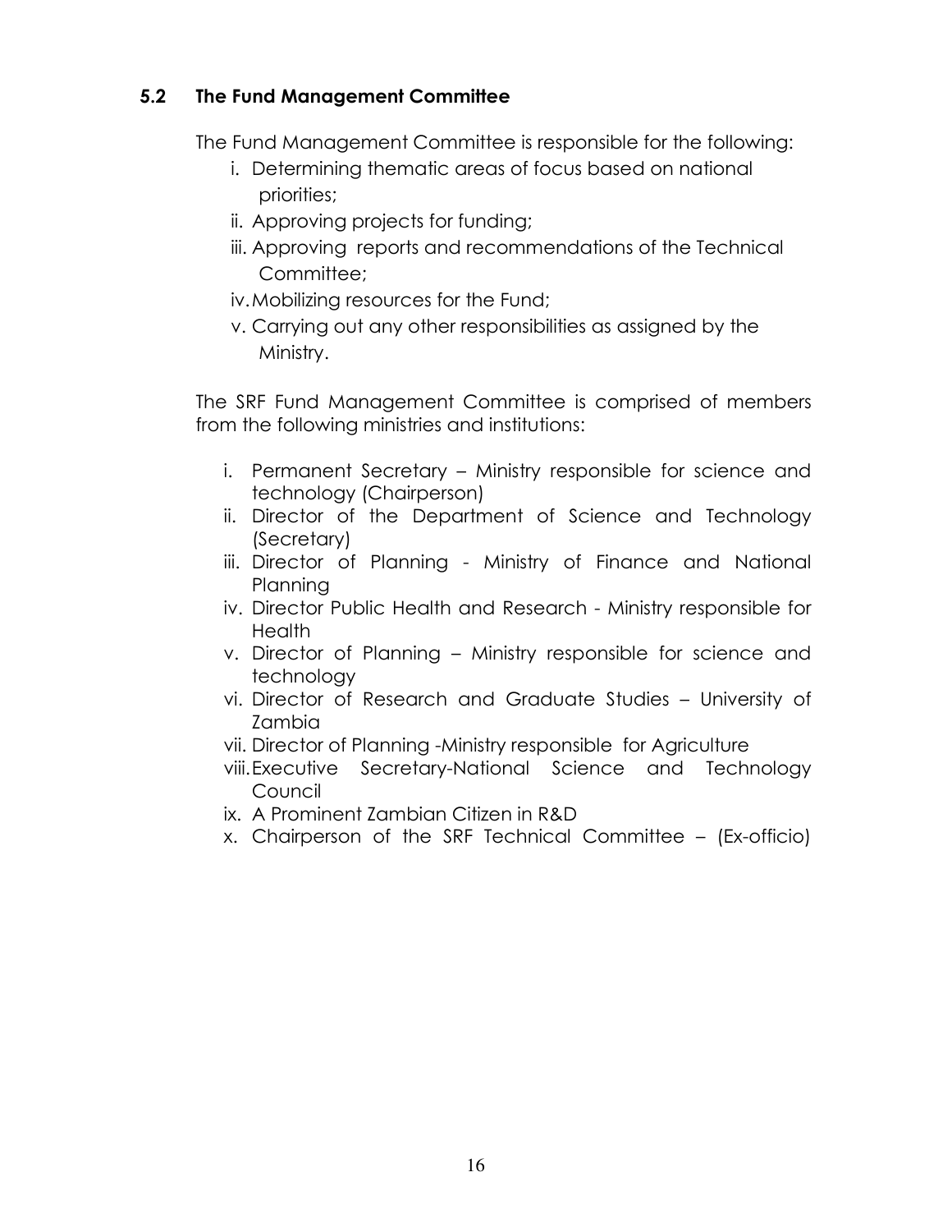### 5.2 The Fund Management Committee

The Fund Management Committee is responsible for the following:

i. Determining thematic areas of focus based on national priorities;
ii. Approving projects for funding;
iii. Approving reports and recommendations of the Technical Committee;
iv. Mobilizing resources for the Fund;
v. Carrying out any other responsibilities as assigned by the Ministry.

The SRF Fund Management Committee is comprised of members from the following ministries and institutions:

i. Permanent Secretary – Ministry responsible for science and technology (Chairperson)
ii. Director of the Department of Science and Technology (Secretary)
iii. Director of Planning - Ministry of Finance and National Planning
iv. Director Public Health and Research - Ministry responsible for Health
v. Director of Planning – Ministry responsible for science and technology
vi. Director of Research and Graduate Studies – University of Zambia
vii. Director of Planning -Ministry responsible for Agriculture
viii. Executive Secretary-National Science and Technology Council
ix. A Prominent Zambian Citizen in R&D
x. Chairperson of the SRF Technical Committee – (Ex-officio)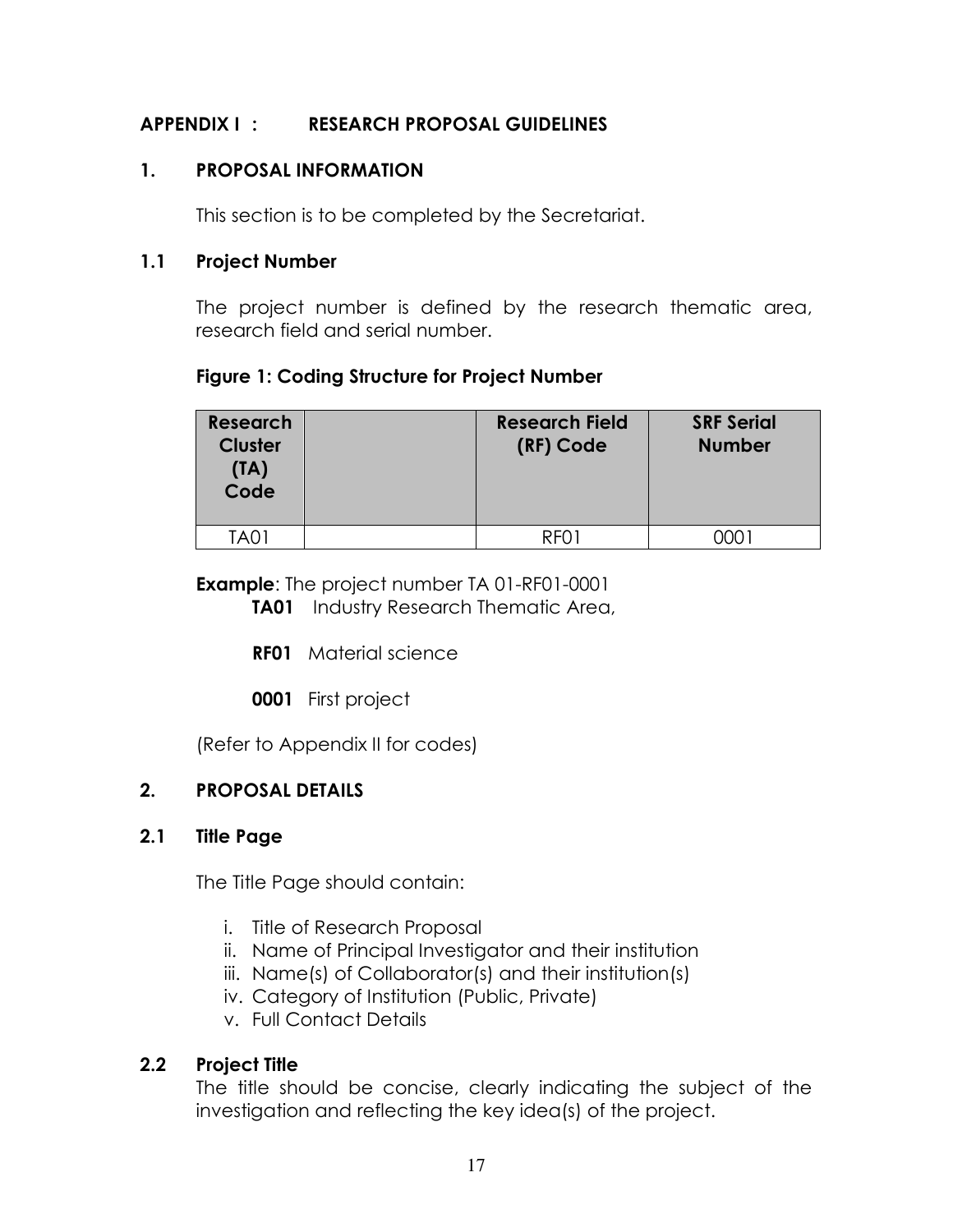## APPENDIX I : RESEARCH PROPOSAL GUIDELINES

### 1. PROPOSAL INFORMATION

This section is to be completed by the Secretariat.

### 1.1 Project Number

The project number is defined by the research thematic area, research field and serial number.

**Figure 1: Coding Structure for Project Number**

| Research Cluster (TA) Code | | Research Field (RF) Code | SRF Serial Number |
|---|---|---|---|
| TA01 | | RF01 | 0001 |

**Example**: The project number TA 01-RF01-0001

**TA01** Industry Research Thematic Area,

**RF01** Material science

**0001** First project

(Refer to Appendix II for codes)

### 2. PROPOSAL DETAILS

### 2.1 Title Page

The Title Page should contain:

i. Title of Research Proposal
ii. Name of Principal Investigator and their institution
iii. Name(s) of Collaborator(s) and their institution(s)
iv. Category of Institution (Public, Private)
v. Full Contact Details

### 2.2 Project Title

The title should be concise, clearly indicating the subject of the investigation and reflecting the key idea(s) of the project.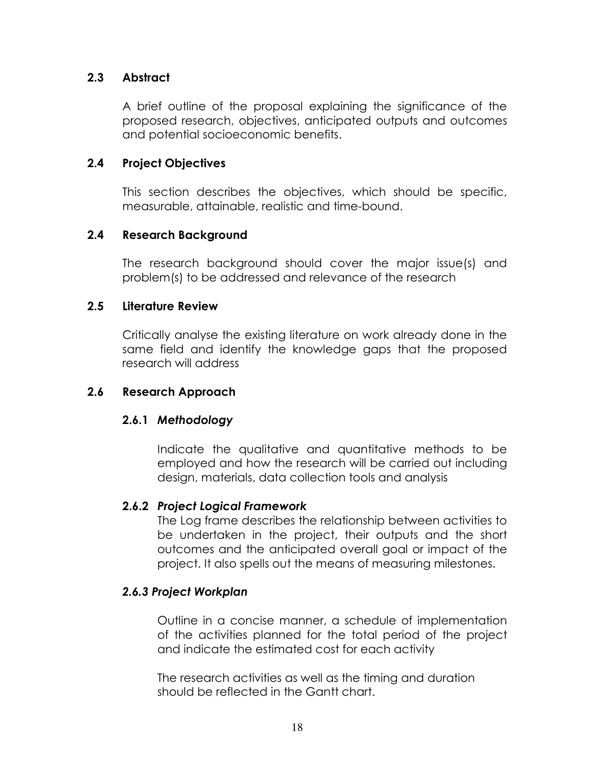## 2.3 Abstract

A brief outline of the proposal explaining the significance of the proposed research, objectives, anticipated outputs and outcomes and potential socioeconomic benefits.

## 2.4 Project Objectives

This section describes the objectives, which should be specific, measurable, attainable, realistic and time-bound.

## 2.4 Research Background

The research background should cover the major issue(s) and problem(s) to be addressed and relevance of the research

## 2.5 Literature Review

Critically analyse the existing literature on work already done in the same field and identify the knowledge gaps that the proposed research will address

## 2.6 Research Approach

### 2.6.1 *Methodology*

Indicate the qualitative and quantitative methods to be employed and how the research will be carried out including design, materials, data collection tools and analysis

### 2.6.2 *Project Logical Framework*

The Log frame describes the relationship between activities to be undertaken in the project, their outputs and the short outcomes and the anticipated overall goal or impact of the project. It also spells out the means of measuring milestones.

### *2.6.3 Project Workplan*

Outline in a concise manner, a schedule of implementation of the activities planned for the total period of the project and indicate the estimated cost for each activity

The research activities as well as the timing and duration should be reflected in the Gantt chart.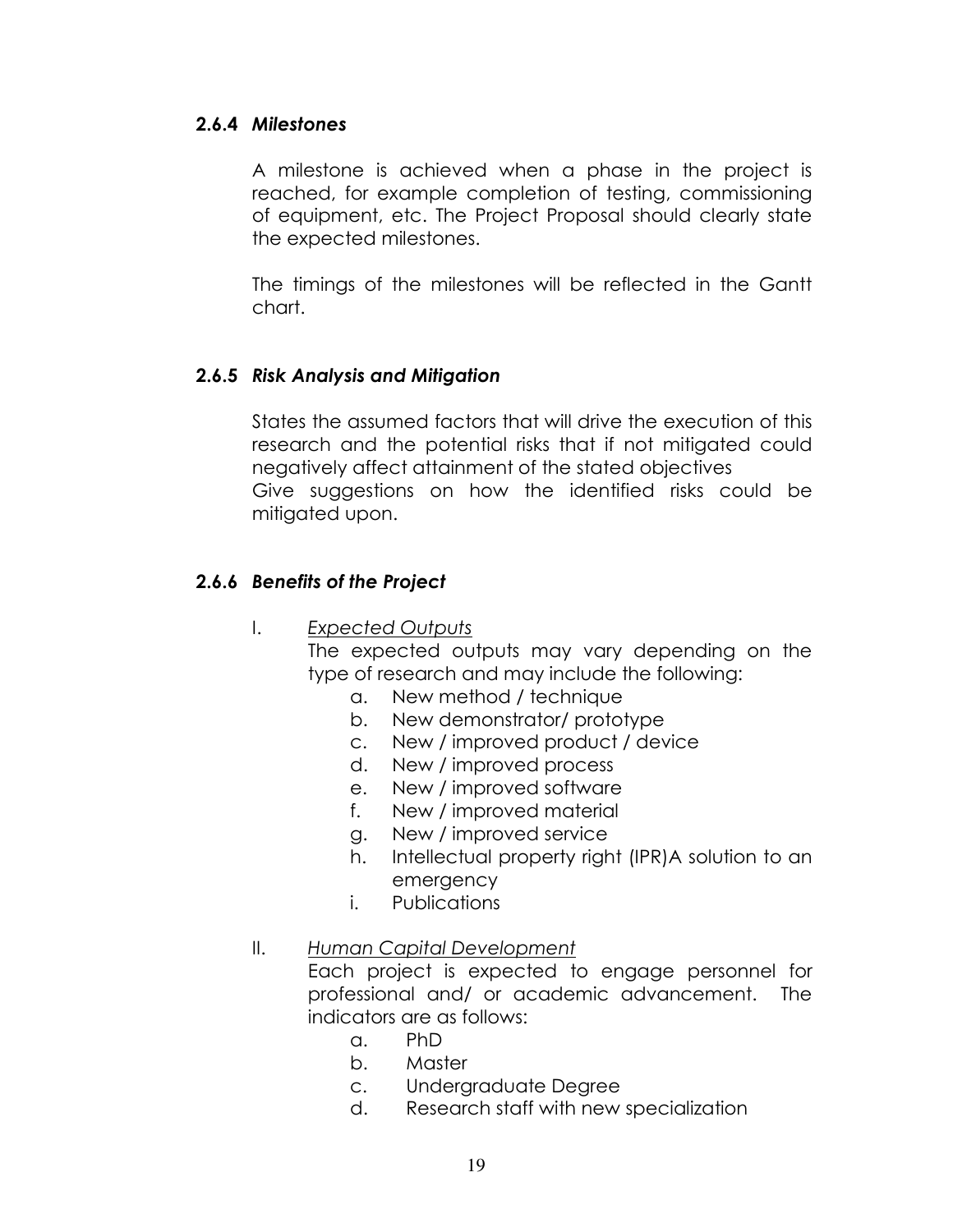### 2.6.4 *Milestones*

A milestone is achieved when a phase in the project is reached, for example completion of testing, commissioning of equipment, etc. The Project Proposal should clearly state the expected milestones.

The timings of the milestones will be reflected in the Gantt chart.

### 2.6.5 *Risk Analysis and Mitigation*

States the assumed factors that will drive the execution of this research and the potential risks that if not mitigated could negatively affect attainment of the stated objectives
Give suggestions on how the identified risks could be mitigated upon.

### 2.6.6 *Benefits of the Project*

I. <u>*Expected Outputs*</u>
   The expected outputs may vary depending on the type of research and may include the following:
   a. New method / technique
   b. New demonstrator/ prototype
   c. New / improved product / device
   d. New / improved process
   e. New / improved software
   f. New / improved material
   g. New / improved service
   h. Intellectual property right (IPR)A solution to an emergency
   i. Publications

II. <u>*Human Capital Development*</u>
   Each project is expected to engage personnel for professional and/ or academic advancement. The indicators are as follows:
   a. PhD
   b. Master
   c. Undergraduate Degree
   d. Research staff with new specialization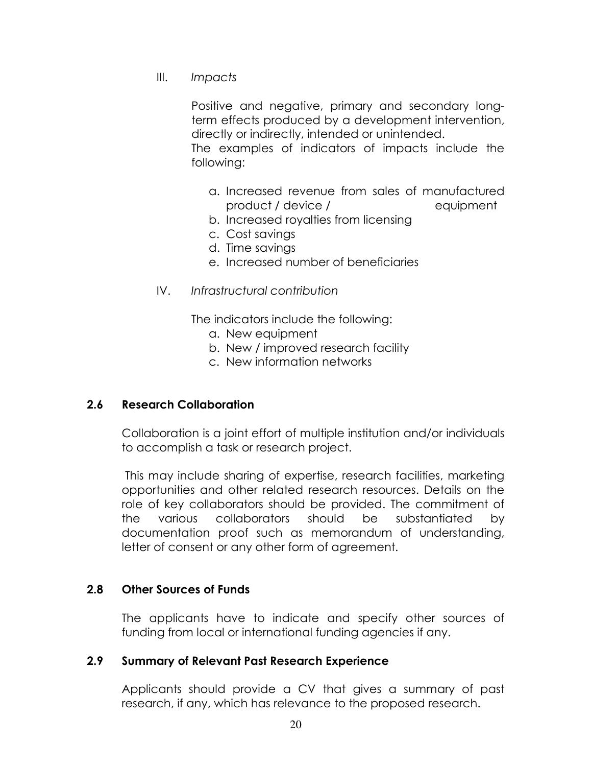III. *Impacts*

Positive and negative, primary and secondary long-term effects produced by a development intervention, directly or indirectly, intended or unintended.
The examples of indicators of impacts include the following:

a. Increased revenue from sales of manufactured product / device / equipment
b. Increased royalties from licensing
c. Cost savings
d. Time savings
e. Increased number of beneficiaries

IV. *Infrastructural contribution*

The indicators include the following:

a. New equipment
b. New / improved research facility
c. New information networks

## 2.6 Research Collaboration

Collaboration is a joint effort of multiple institution and/or individuals to accomplish a task or research project.

This may include sharing of expertise, research facilities, marketing opportunities and other related research resources. Details on the role of key collaborators should be provided. The commitment of the various collaborators should be substantiated by documentation proof such as memorandum of understanding, letter of consent or any other form of agreement.

## 2.8 Other Sources of Funds

The applicants have to indicate and specify other sources of funding from local or international funding agencies if any.

## 2.9 Summary of Relevant Past Research Experience

Applicants should provide a CV that gives a summary of past research, if any, which has relevance to the proposed research.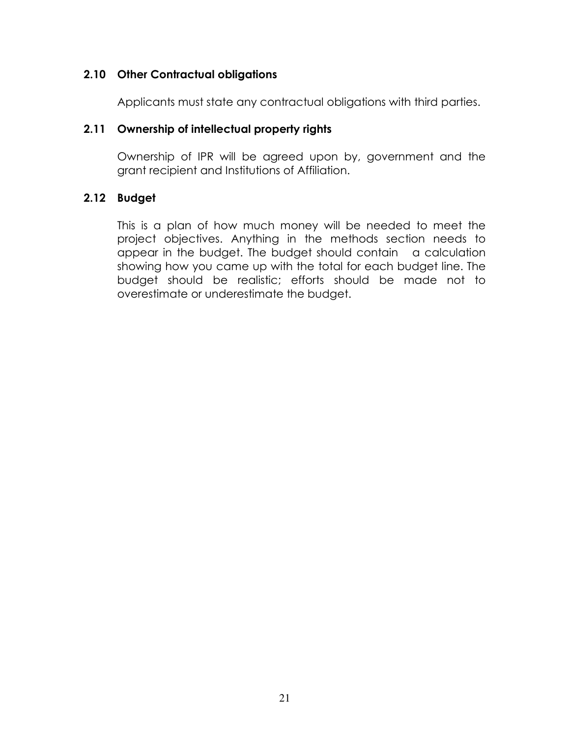### 2.10 Other Contractual obligations

Applicants must state any contractual obligations with third parties.

### 2.11 Ownership of intellectual property rights

Ownership of IPR will be agreed upon by, government and the grant recipient and Institutions of Affiliation.

### 2.12 Budget

This is a plan of how much money will be needed to meet the project objectives. Anything in the methods section needs to appear in the budget. The budget should contain a calculation showing how you came up with the total for each budget line. The budget should be realistic; efforts should be made not to overestimate or underestimate the budget.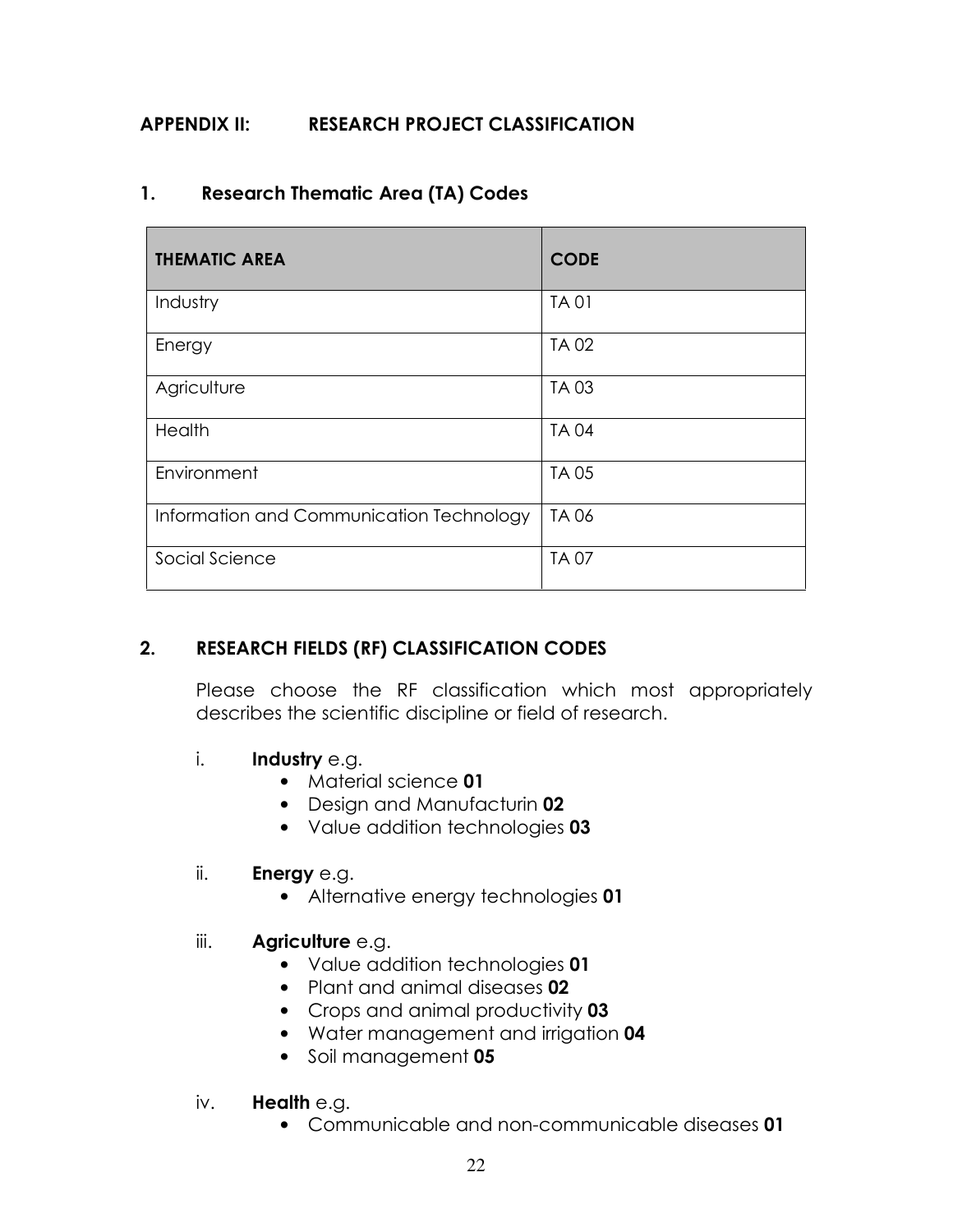## APPENDIX II: RESEARCH PROJECT CLASSIFICATION

### 1. Research Thematic Area (TA) Codes

| THEMATIC AREA | CODE |
|---|---|
| Industry | TA 01 |
| Energy | TA 02 |
| Agriculture | TA 03 |
| Health | TA 04 |
| Environment | TA 05 |
| Information and Communication Technology | TA 06 |
| Social Science | TA 07 |

### 2. RESEARCH FIELDS (RF) CLASSIFICATION CODES

Please choose the RF classification which most appropriately describes the scientific discipline or field of research.

i. **Industry** e.g.
- Material science **01**
- Design and Manufacturin **02**
- Value addition technologies **03**

ii. **Energy** e.g.
- Alternative energy technologies **01**

iii. **Agriculture** e.g.
- Value addition technologies **01**
- Plant and animal diseases **02**
- Crops and animal productivity **03**
- Water management and irrigation **04**
- Soil management **05**

iv. **Health** e.g.
- Communicable and non-communicable diseases **01**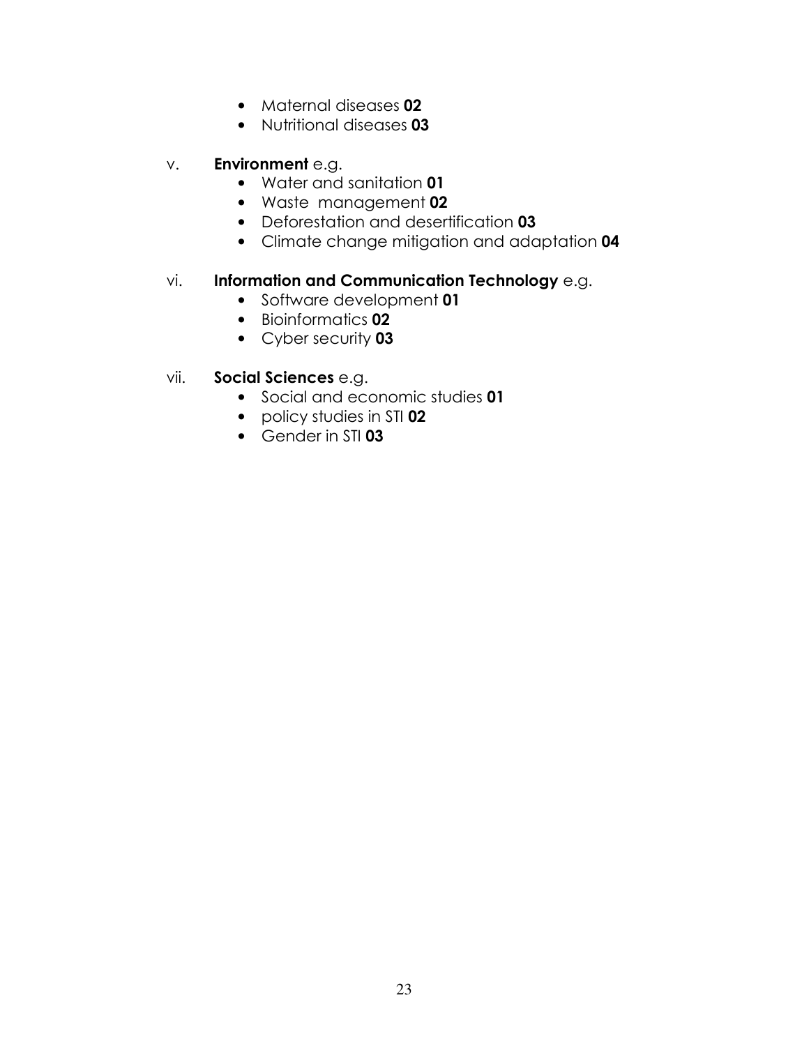- Maternal diseases **02**
- Nutritional diseases **03**

v. **Environment** e.g.
- Water and sanitation **01**
- Waste management **02**
- Deforestation and desertification **03**
- Climate change mitigation and adaptation **04**

vi. **Information and Communication Technology** e.g.
- Software development **01**
- Bioinformatics **02**
- Cyber security **03**

vii. **Social Sciences** e.g.
- Social and economic studies **01**
- policy studies in STI **02**
- Gender in STI **03**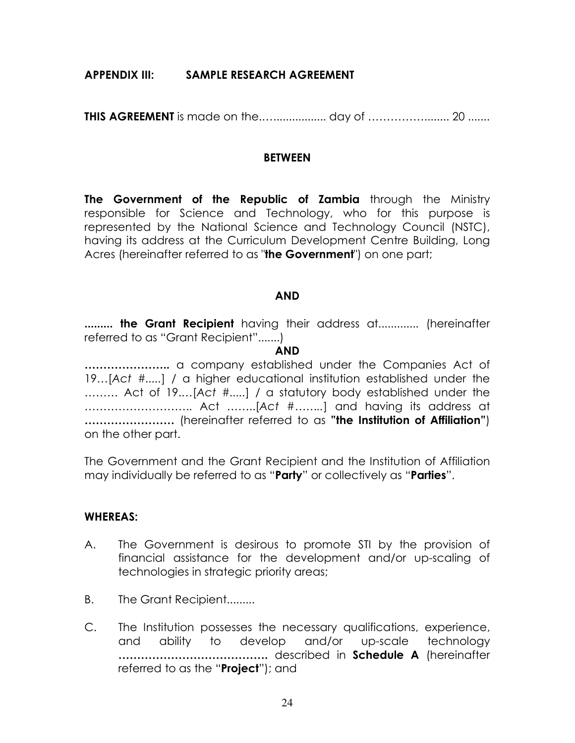## APPENDIX III: SAMPLE RESEARCH AGREEMENT

**THIS AGREEMENT** is made on the..…................. day of ……………........ 20 .......

**BETWEEN**

**The Government of the Republic of Zambia** through the Ministry responsible for Science and Technology, who for this purpose is represented by the National Science and Technology Council (NSTC), having its address at the Curriculum Development Centre Building, Long Acres (hereinafter referred to as "**the Government**") on one part;

**AND**

**......... the Grant Recipient** having their address at............. (hereinafter referred to as "Grant Recipient".......)

**AND**

**…………………..** a company established under the Companies Act of 19…[*Act* #.....] / a higher educational institution established under the ……… Act of 19.…[*Act* #.....] / a statutory body established under the ……………………….. Act ……..[*Act* #……..] and having its address at **……………………** (hereinafter referred to as **"the Institution of Affiliation"**) on the other part.

The Government and the Grant Recipient and the Institution of Affiliation may individually be referred to as "**Party**" or collectively as "**Parties**".

**WHEREAS:**

A. The Government is desirous to promote STI by the provision of financial assistance for the development and/or up-scaling of technologies in strategic priority areas;

B. The Grant Recipient.........

C. The Institution possesses the necessary qualifications, experience, and ability to develop and/or up-scale technology **………………………………….** described in **Schedule A** (hereinafter referred to as the "**Project**"); and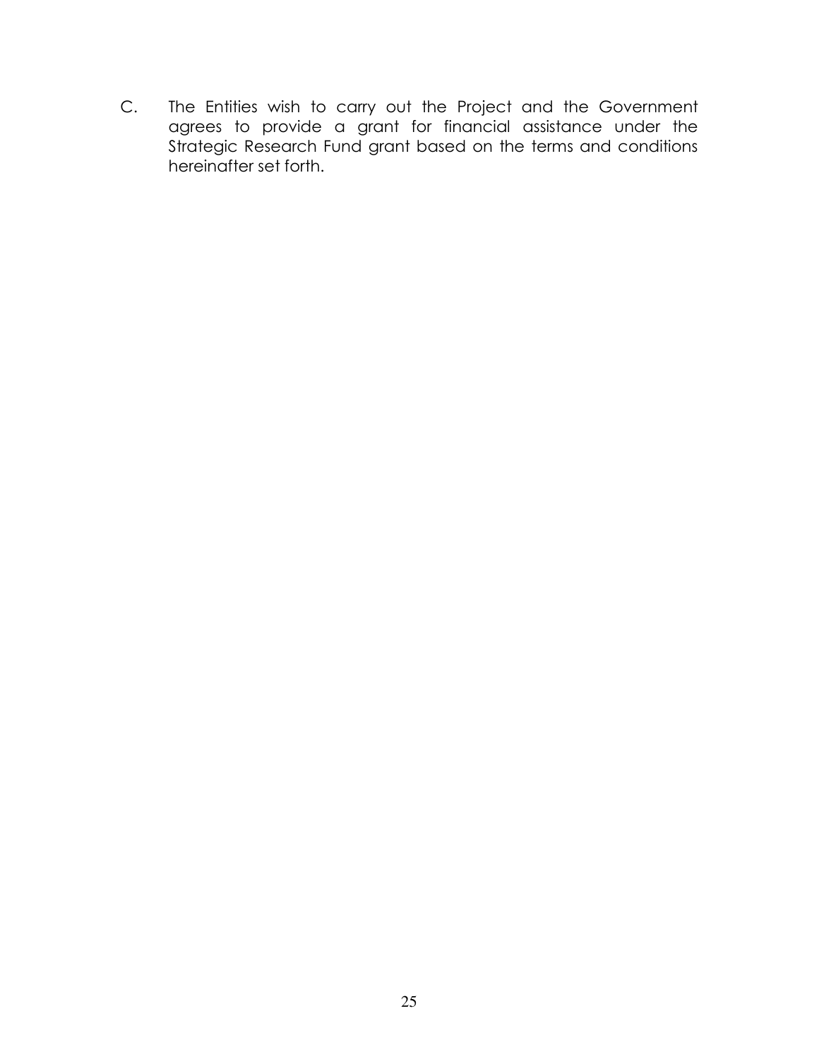C. The Entities wish to carry out the Project and the Government agrees to provide a grant for financial assistance under the Strategic Research Fund grant based on the terms and conditions hereinafter set forth.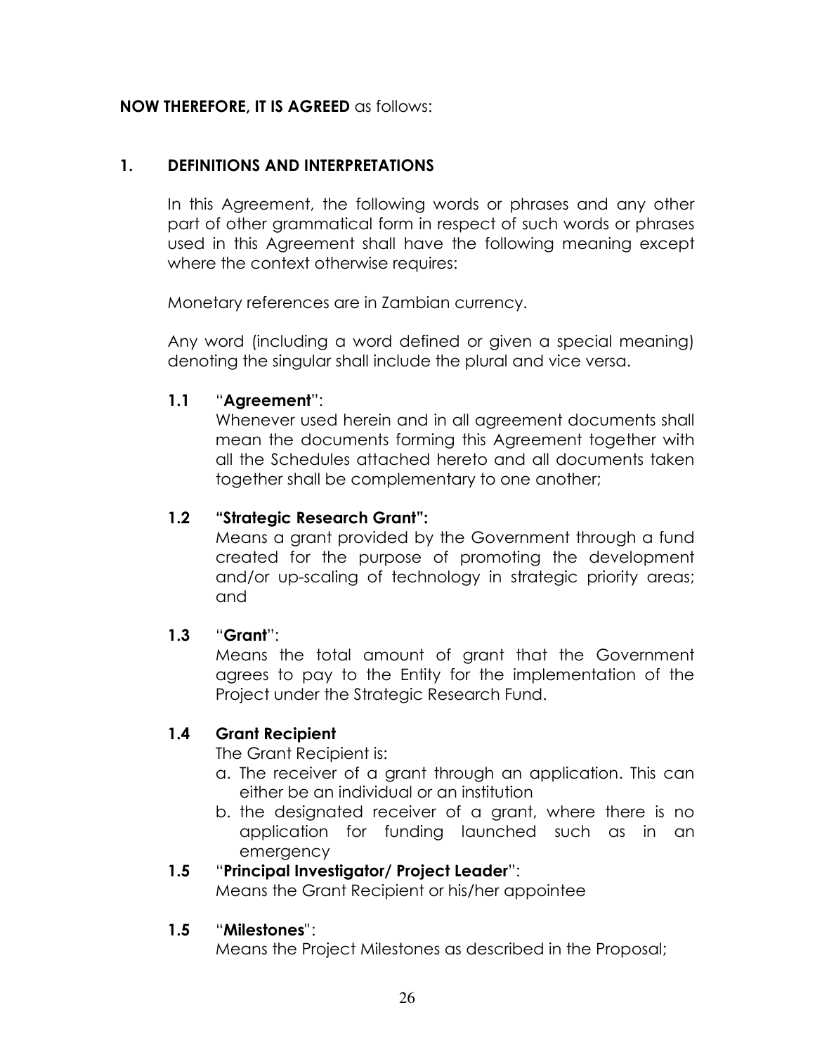**NOW THEREFORE, IT IS AGREED** as follows:

## 1. DEFINITIONS AND INTERPRETATIONS

In this Agreement, the following words or phrases and any other part of other grammatical form in respect of such words or phrases used in this Agreement shall have the following meaning except where the context otherwise requires:

Monetary references are in Zambian currency.

Any word (including a word defined or given a special meaning) denoting the singular shall include the plural and vice versa.

**1.1** "**Agreement**":

Whenever used herein and in all agreement documents shall mean the documents forming this Agreement together with all the Schedules attached hereto and all documents taken together shall be complementary to one another;

**1.2** **"Strategic Research Grant":**

Means a grant provided by the Government through a fund created for the purpose of promoting the development and/or up-scaling of technology in strategic priority areas; and

**1.3** "**Grant**":

Means the total amount of grant that the Government agrees to pay to the Entity for the implementation of the Project under the Strategic Research Fund.

**1.4** **Grant Recipient**

The Grant Recipient is:

a. The receiver of a grant through an application. This can either be an individual or an institution
b. the designated receiver of a grant, where there is no application for funding launched such as in an emergency

**1.5** "**Principal Investigator/ Project Leader**":

Means the Grant Recipient or his/her appointee

**1.5** "**Milestones**":

Means the Project Milestones as described in the Proposal;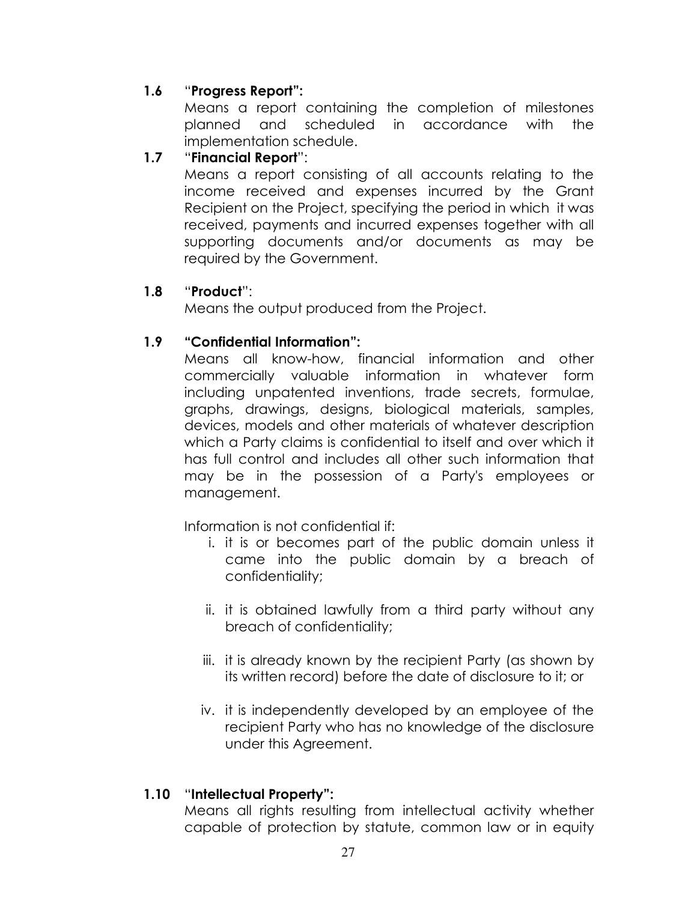**1.6** "**Progress Report":**

Means a report containing the completion of milestones planned and scheduled in accordance with the implementation schedule.

**1.7** "**Financial Report**":

Means a report consisting of all accounts relating to the income received and expenses incurred by the Grant Recipient on the Project, specifying the period in which it was received, payments and incurred expenses together with all supporting documents and/or documents as may be required by the Government.

**1.8** "**Product**":

Means the output produced from the Project.

**1.9** **"Confidential Information":**

Means all know-how, financial information and other commercially valuable information in whatever form including unpatented inventions, trade secrets, formulae, graphs, drawings, designs, biological materials, samples, devices, models and other materials of whatever description which a Party claims is confidential to itself and over which it has full control and includes all other such information that may be in the possession of a Party's employees or management.

Information is not confidential if:

i. it is or becomes part of the public domain unless it came into the public domain by a breach of confidentiality;

ii. it is obtained lawfully from a third party without any breach of confidentiality;

iii. it is already known by the recipient Party (as shown by its written record) before the date of disclosure to it; or

iv. it is independently developed by an employee of the recipient Party who has no knowledge of the disclosure under this Agreement.

**1.10** "**Intellectual Property":**

Means all rights resulting from intellectual activity whether capable of protection by statute, common law or in equity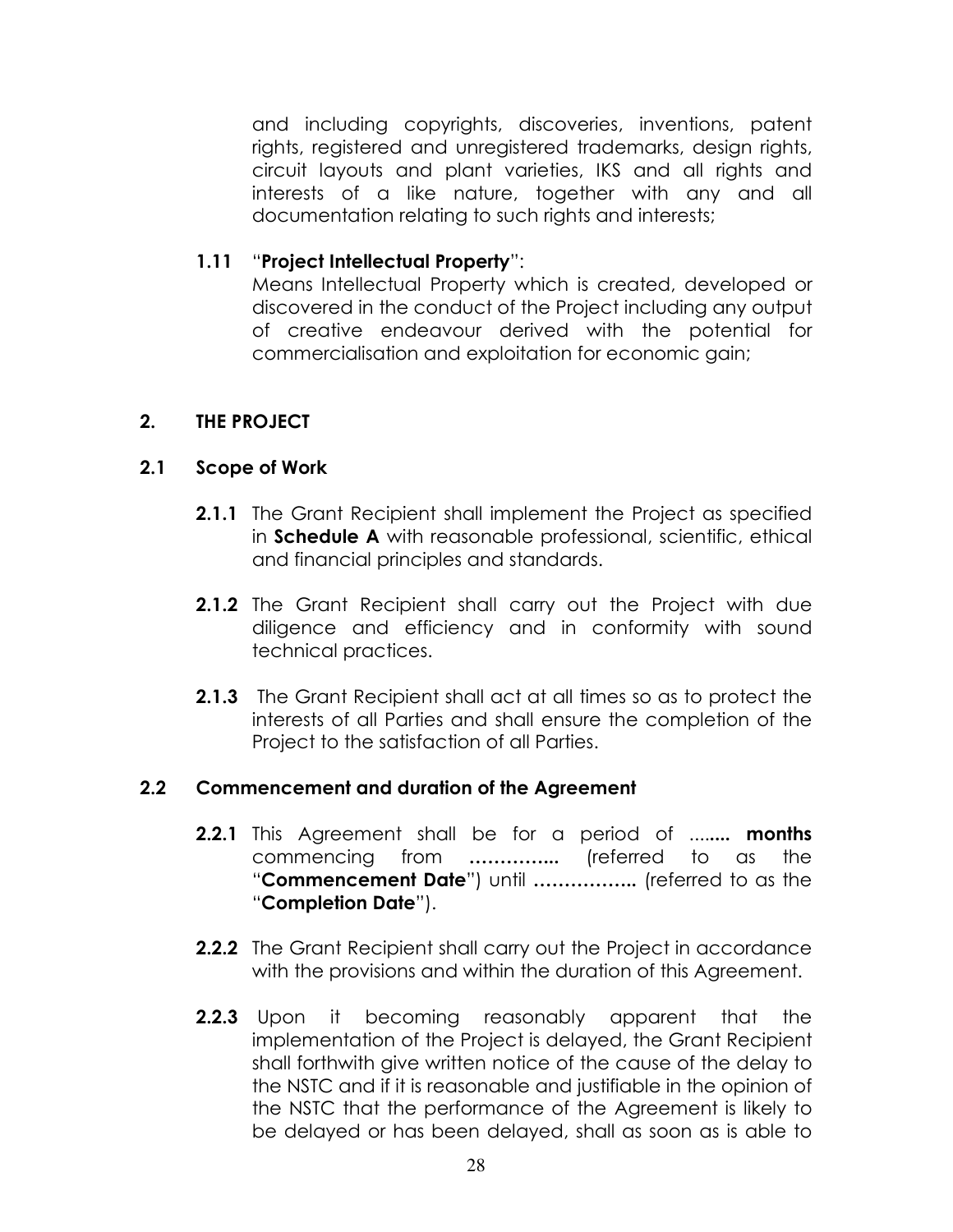and including copyrights, discoveries, inventions, patent rights, registered and unregistered trademarks, design rights, circuit layouts and plant varieties, IKS and all rights and interests of a like nature, together with any and all documentation relating to such rights and interests;

**1.11** "**Project Intellectual Property**":
Means Intellectual Property which is created, developed or discovered in the conduct of the Project including any output of creative endeavour derived with the potential for commercialisation and exploitation for economic gain;

## 2. THE PROJECT

### 2.1 Scope of Work

**2.1.1** The Grant Recipient shall implement the Project as specified in **Schedule A** with reasonable professional, scientific, ethical and financial principles and standards.

**2.1.2** The Grant Recipient shall carry out the Project with due diligence and efficiency and in conformity with sound technical practices.

**2.1.3** The Grant Recipient shall act at all times so as to protect the interests of all Parties and shall ensure the completion of the Project to the satisfaction of all Parties.

### 2.2 Commencement and duration of the Agreement

**2.2.1** This Agreement shall be for a period of ........ **months** commencing from **…………..** (referred to as the "**Commencement Date**") until **……………..** (referred to as the "**Completion Date**").

**2.2.2** The Grant Recipient shall carry out the Project in accordance with the provisions and within the duration of this Agreement.

**2.2.3** Upon it becoming reasonably apparent that the implementation of the Project is delayed, the Grant Recipient shall forthwith give written notice of the cause of the delay to the NSTC and if it is reasonable and justifiable in the opinion of the NSTC that the performance of the Agreement is likely to be delayed or has been delayed, shall as soon as is able to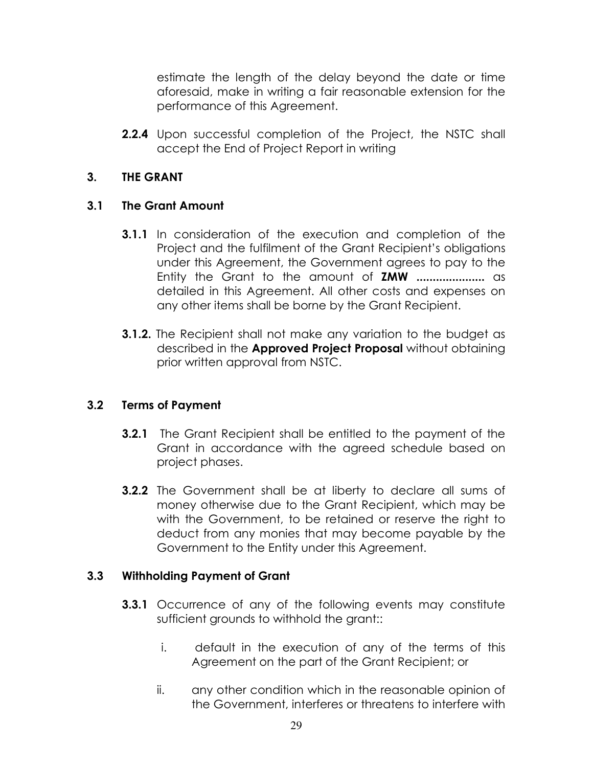estimate the length of the delay beyond the date or time aforesaid, make in writing a fair reasonable extension for the performance of this Agreement.

**2.2.4** Upon successful completion of the Project, the NSTC shall accept the End of Project Report in writing

## 3. THE GRANT

### 3.1 The Grant Amount

**3.1.1** In consideration of the execution and completion of the Project and the fulfilment of the Grant Recipient's obligations under this Agreement, the Government agrees to pay to the Entity the Grant to the amount of **ZMW .....................** as detailed in this Agreement. All other costs and expenses on any other items shall be borne by the Grant Recipient.

**3.1.2.** The Recipient shall not make any variation to the budget as described in the **Approved Project Proposal** without obtaining prior written approval from NSTC.

### 3.2 Terms of Payment

**3.2.1** The Grant Recipient shall be entitled to the payment of the Grant in accordance with the agreed schedule based on project phases.

**3.2.2** The Government shall be at liberty to declare all sums of money otherwise due to the Grant Recipient, which may be with the Government, to be retained or reserve the right to deduct from any monies that may become payable by the Government to the Entity under this Agreement.

### 3.3 Withholding Payment of Grant

**3.3.1** Occurrence of any of the following events may constitute sufficient grounds to withhold the grant::

i. default in the execution of any of the terms of this Agreement on the part of the Grant Recipient; or

ii. any other condition which in the reasonable opinion of the Government, interferes or threatens to interfere with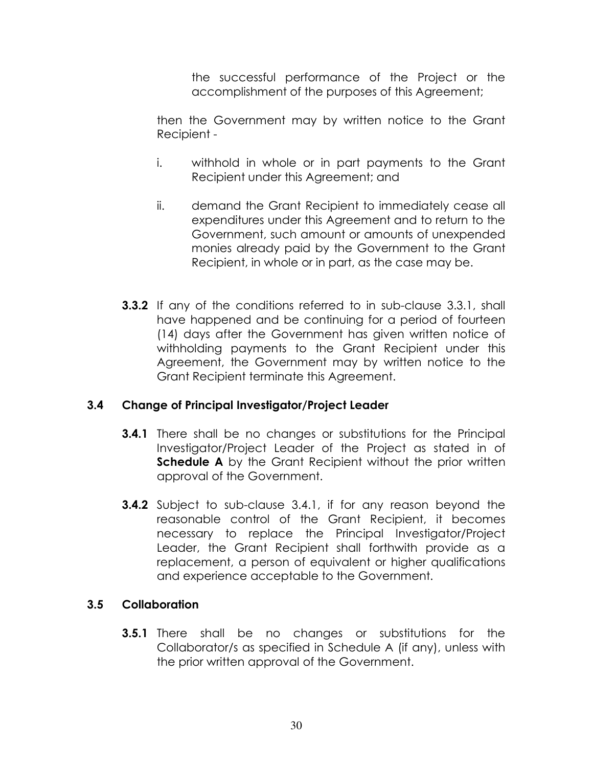the successful performance of the Project or the accomplishment of the purposes of this Agreement;

then the Government may by written notice to the Grant Recipient -

i. withhold in whole or in part payments to the Grant Recipient under this Agreement; and

ii. demand the Grant Recipient to immediately cease all expenditures under this Agreement and to return to the Government, such amount or amounts of unexpended monies already paid by the Government to the Grant Recipient, in whole or in part, as the case may be.

**3.3.2** If any of the conditions referred to in sub-clause 3.3.1, shall have happened and be continuing for a period of fourteen (14) days after the Government has given written notice of withholding payments to the Grant Recipient under this Agreement, the Government may by written notice to the Grant Recipient terminate this Agreement.

### 3.4 Change of Principal Investigator/Project Leader

**3.4.1** There shall be no changes or substitutions for the Principal Investigator/Project Leader of the Project as stated in of **Schedule A** by the Grant Recipient without the prior written approval of the Government.

**3.4.2** Subject to sub-clause 3.4.1, if for any reason beyond the reasonable control of the Grant Recipient, it becomes necessary to replace the Principal Investigator/Project Leader, the Grant Recipient shall forthwith provide as a replacement, a person of equivalent or higher qualifications and experience acceptable to the Government.

### 3.5 Collaboration

**3.5.1** There shall be no changes or substitutions for the Collaborator/s as specified in Schedule A (if any), unless with the prior written approval of the Government.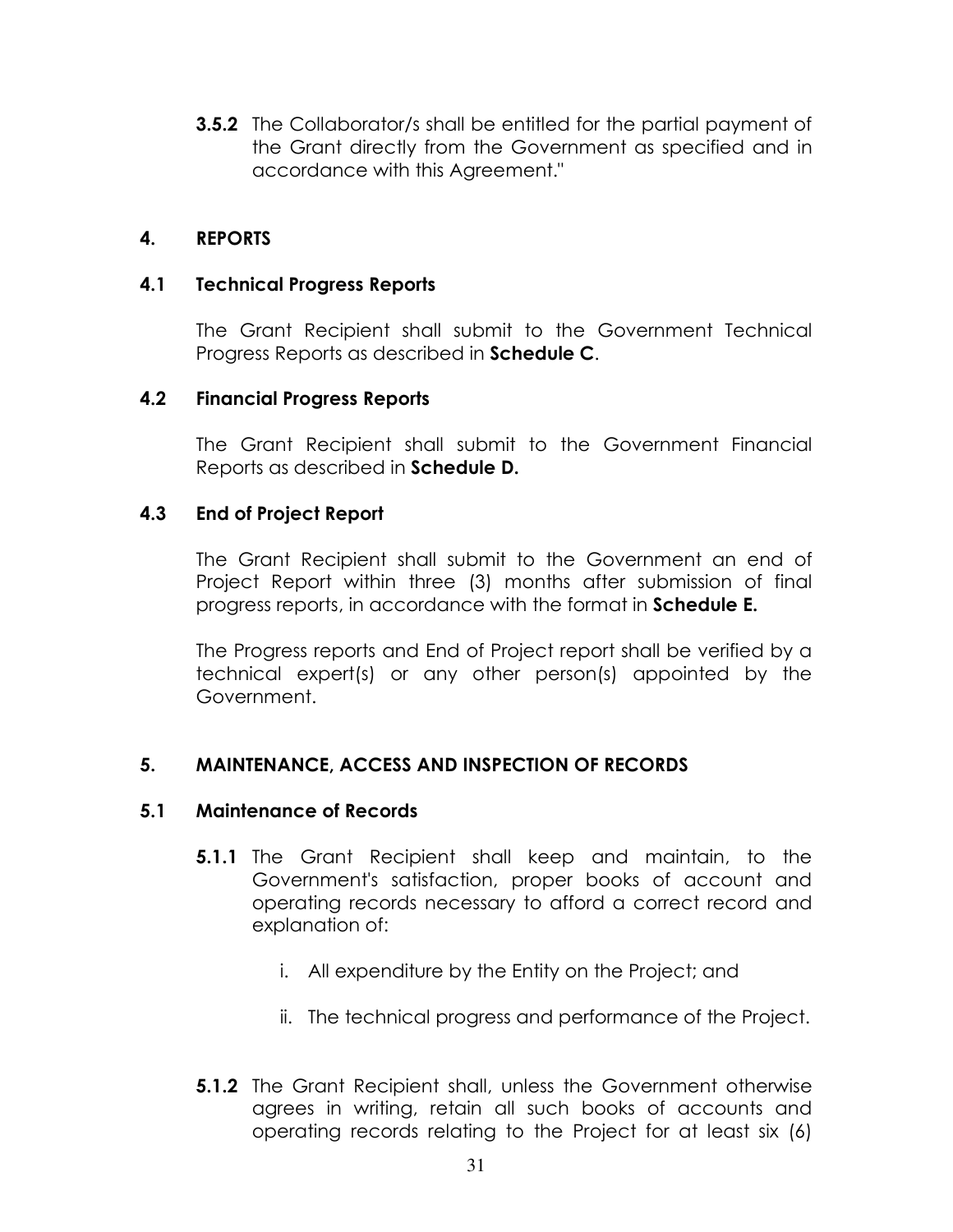**3.5.2** The Collaborator/s shall be entitled for the partial payment of the Grant directly from the Government as specified and in accordance with this Agreement."

## 4. REPORTS

### 4.1 Technical Progress Reports

The Grant Recipient shall submit to the Government Technical Progress Reports as described in **Schedule C**.

### 4.2 Financial Progress Reports

The Grant Recipient shall submit to the Government Financial Reports as described in **Schedule D.**

### 4.3 End of Project Report

The Grant Recipient shall submit to the Government an end of Project Report within three (3) months after submission of final progress reports, in accordance with the format in **Schedule E.**

The Progress reports and End of Project report shall be verified by a technical expert(s) or any other person(s) appointed by the Government.

## 5. MAINTENANCE, ACCESS AND INSPECTION OF RECORDS

### 5.1 Maintenance of Records

**5.1.1** The Grant Recipient shall keep and maintain, to the Government's satisfaction, proper books of account and operating records necessary to afford a correct record and explanation of:

i. All expenditure by the Entity on the Project; and

ii. The technical progress and performance of the Project.

**5.1.2** The Grant Recipient shall, unless the Government otherwise agrees in writing, retain all such books of accounts and operating records relating to the Project for at least six (6)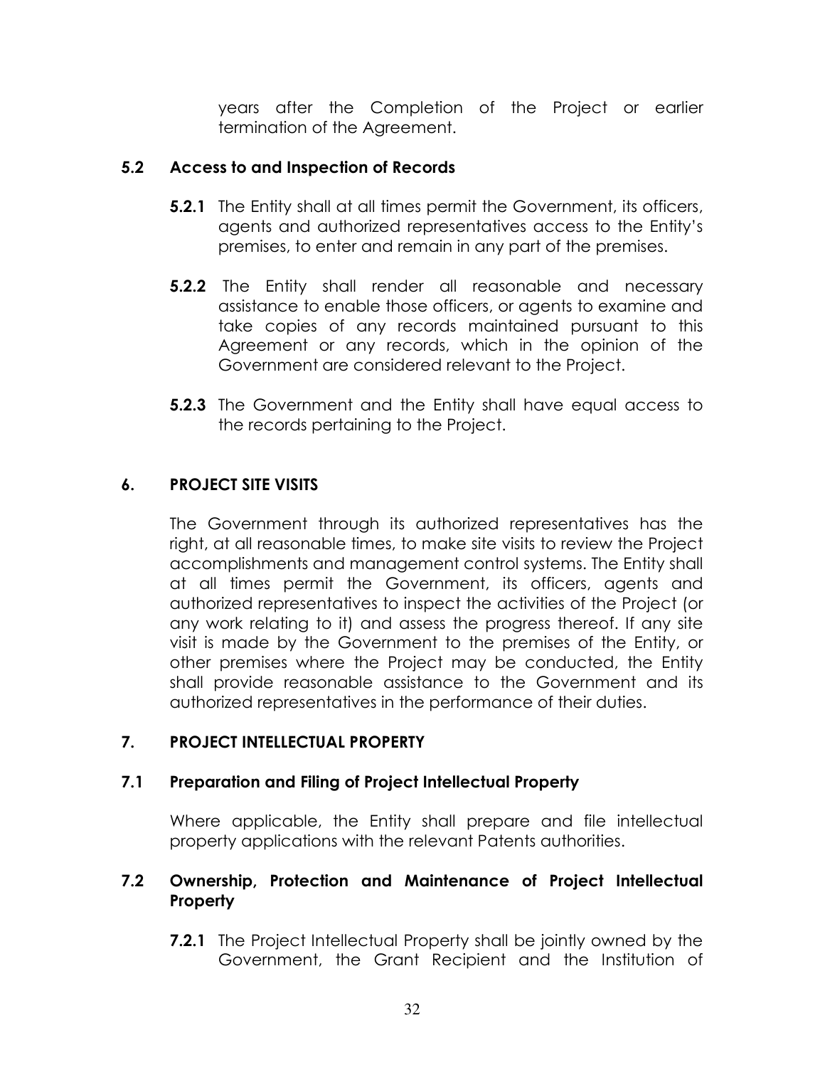years after the Completion of the Project or earlier termination of the Agreement.

### 5.2 Access to and Inspection of Records

**5.2.1** The Entity shall at all times permit the Government, its officers, agents and authorized representatives access to the Entity's premises, to enter and remain in any part of the premises.

**5.2.2** The Entity shall render all reasonable and necessary assistance to enable those officers, or agents to examine and take copies of any records maintained pursuant to this Agreement or any records, which in the opinion of the Government are considered relevant to the Project.

**5.2.3** The Government and the Entity shall have equal access to the records pertaining to the Project.

## 6. PROJECT SITE VISITS

The Government through its authorized representatives has the right, at all reasonable times, to make site visits to review the Project accomplishments and management control systems. The Entity shall at all times permit the Government, its officers, agents and authorized representatives to inspect the activities of the Project (or any work relating to it) and assess the progress thereof. If any site visit is made by the Government to the premises of the Entity, or other premises where the Project may be conducted, the Entity shall provide reasonable assistance to the Government and its authorized representatives in the performance of their duties.

## 7. PROJECT INTELLECTUAL PROPERTY

### 7.1 Preparation and Filing of Project Intellectual Property

Where applicable, the Entity shall prepare and file intellectual property applications with the relevant Patents authorities.

### 7.2 Ownership, Protection and Maintenance of Project Intellectual Property

**7.2.1** The Project Intellectual Property shall be jointly owned by the Government, the Grant Recipient and the Institution of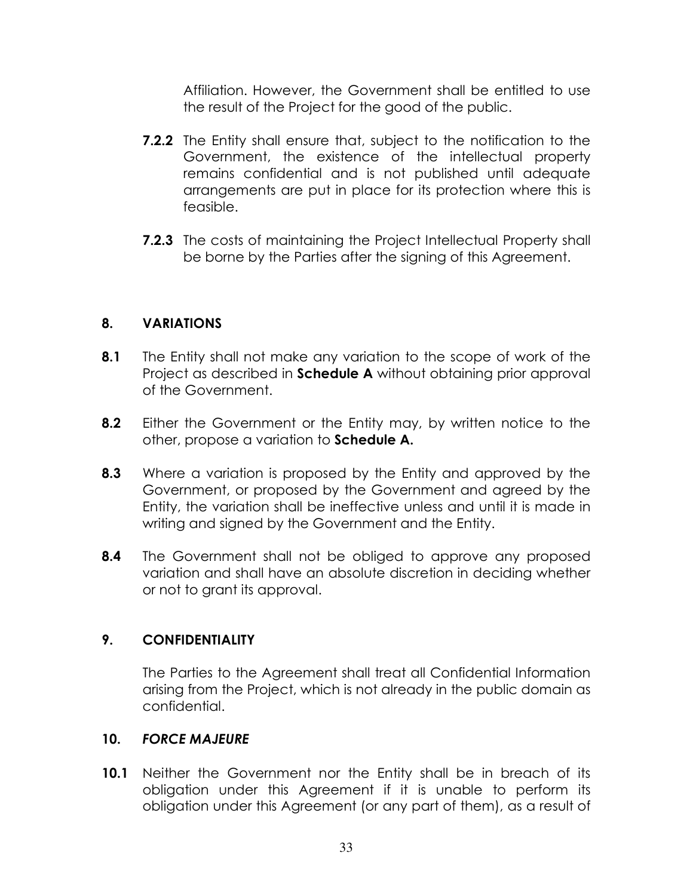Affiliation. However, the Government shall be entitled to use the result of the Project for the good of the public.

**7.2.2** The Entity shall ensure that, subject to the notification to the Government, the existence of the intellectual property remains confidential and is not published until adequate arrangements are put in place for its protection where this is feasible.

**7.2.3** The costs of maintaining the Project Intellectual Property shall be borne by the Parties after the signing of this Agreement.

## 8. VARIATIONS

**8.1** The Entity shall not make any variation to the scope of work of the Project as described in **Schedule A** without obtaining prior approval of the Government.

**8.2** Either the Government or the Entity may, by written notice to the other, propose a variation to **Schedule A.**

**8.3** Where a variation is proposed by the Entity and approved by the Government, or proposed by the Government and agreed by the Entity, the variation shall be ineffective unless and until it is made in writing and signed by the Government and the Entity.

**8.4** The Government shall not be obliged to approve any proposed variation and shall have an absolute discretion in deciding whether or not to grant its approval.

## 9. CONFIDENTIALITY

The Parties to the Agreement shall treat all Confidential Information arising from the Project, which is not already in the public domain as confidential.

## 10. *FORCE MAJEURE*

**10.1** Neither the Government nor the Entity shall be in breach of its obligation under this Agreement if it is unable to perform its obligation under this Agreement (or any part of them), as a result of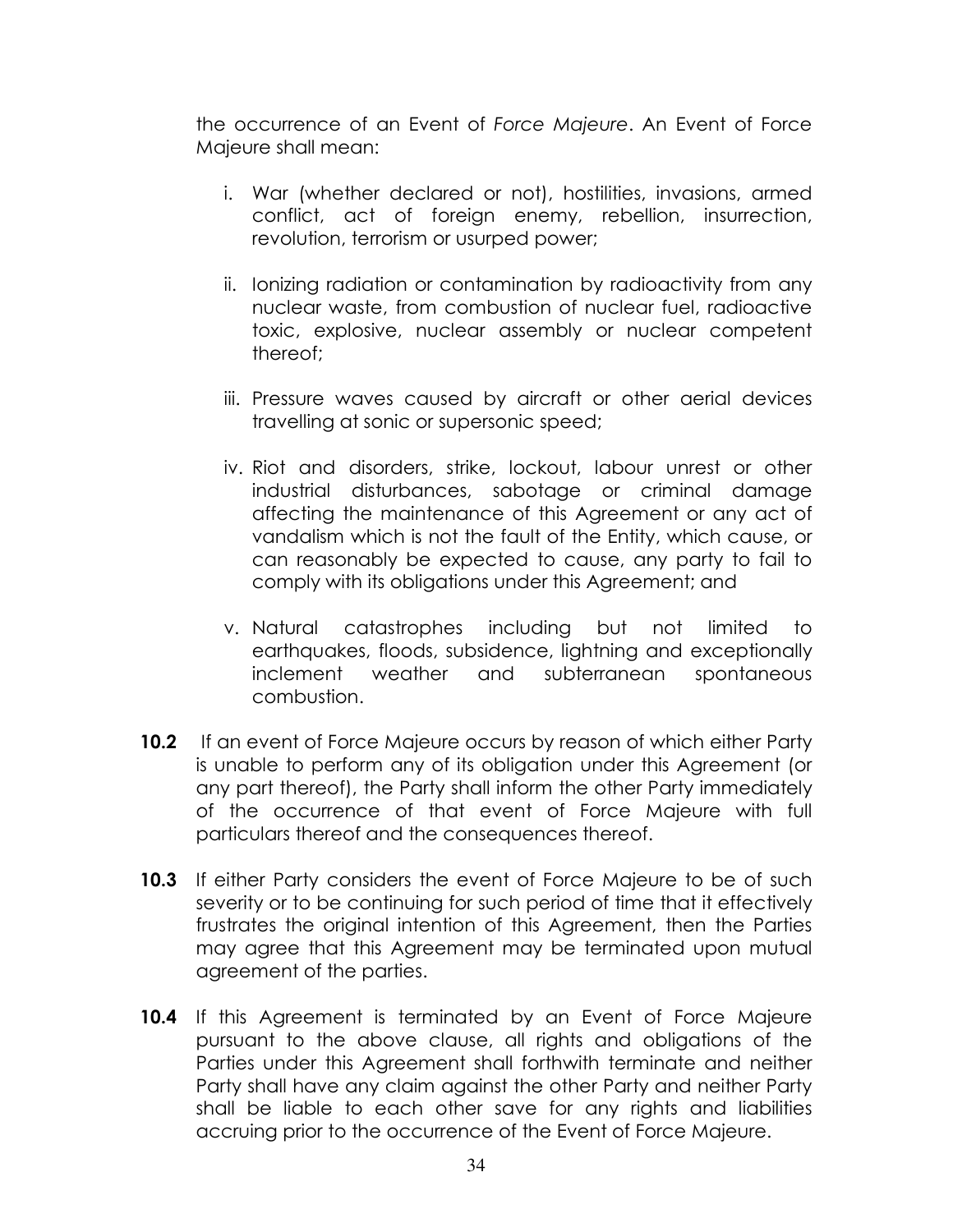the occurrence of an Event of *Force Majeure*. An Event of Force Majeure shall mean:

i. War (whether declared or not), hostilities, invasions, armed conflict, act of foreign enemy, rebellion, insurrection, revolution, terrorism or usurped power;

ii. Ionizing radiation or contamination by radioactivity from any nuclear waste, from combustion of nuclear fuel, radioactive toxic, explosive, nuclear assembly or nuclear competent thereof;

iii. Pressure waves caused by aircraft or other aerial devices travelling at sonic or supersonic speed;

iv. Riot and disorders, strike, lockout, labour unrest or other industrial disturbances, sabotage or criminal damage affecting the maintenance of this Agreement or any act of vandalism which is not the fault of the Entity, which cause, or can reasonably be expected to cause, any party to fail to comply with its obligations under this Agreement; and

v. Natural catastrophes including but not limited to earthquakes, floods, subsidence, lightning and exceptionally inclement weather and subterranean spontaneous combustion.

**10.2** If an event of Force Majeure occurs by reason of which either Party is unable to perform any of its obligation under this Agreement (or any part thereof), the Party shall inform the other Party immediately of the occurrence of that event of Force Majeure with full particulars thereof and the consequences thereof.

**10.3** If either Party considers the event of Force Majeure to be of such severity or to be continuing for such period of time that it effectively frustrates the original intention of this Agreement, then the Parties may agree that this Agreement may be terminated upon mutual agreement of the parties.

**10.4** If this Agreement is terminated by an Event of Force Majeure pursuant to the above clause, all rights and obligations of the Parties under this Agreement shall forthwith terminate and neither Party shall have any claim against the other Party and neither Party shall be liable to each other save for any rights and liabilities accruing prior to the occurrence of the Event of Force Majeure.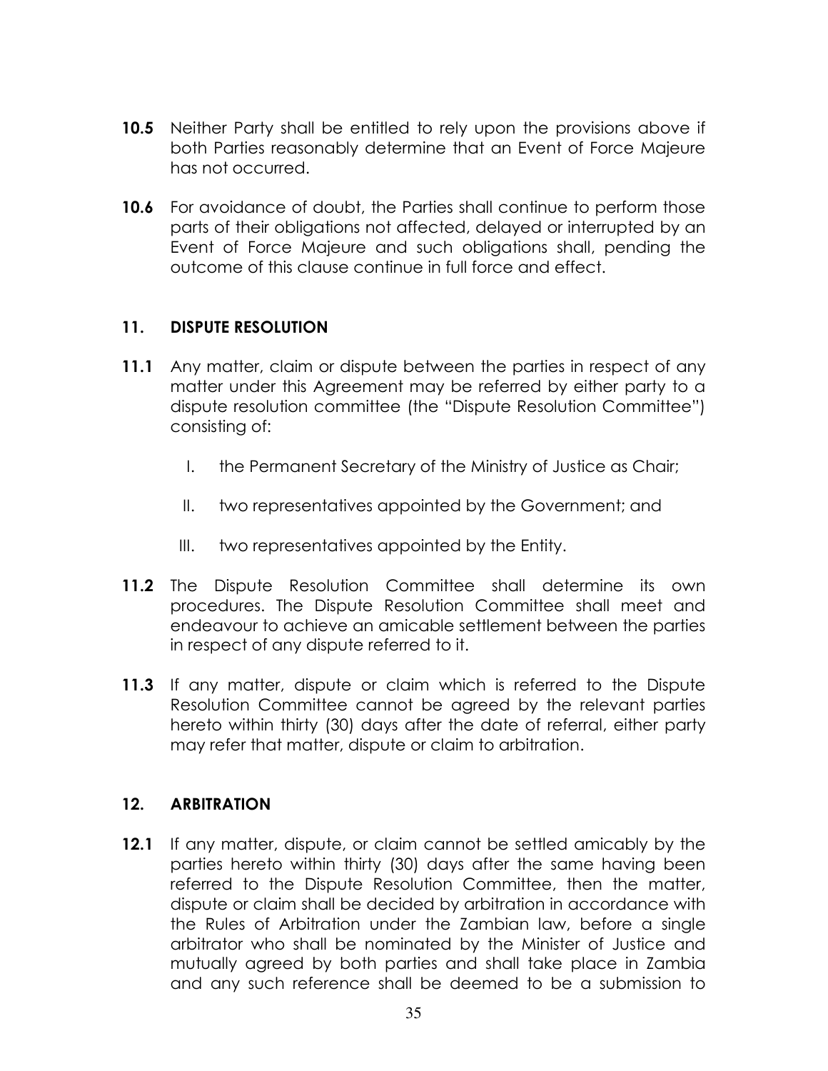**10.5** Neither Party shall be entitled to rely upon the provisions above if both Parties reasonably determine that an Event of Force Majeure has not occurred.

**10.6** For avoidance of doubt, the Parties shall continue to perform those parts of their obligations not affected, delayed or interrupted by an Event of Force Majeure and such obligations shall, pending the outcome of this clause continue in full force and effect.

## 11. DISPUTE RESOLUTION

**11.1** Any matter, claim or dispute between the parties in respect of any matter under this Agreement may be referred by either party to a dispute resolution committee (the "Dispute Resolution Committee") consisting of:

I. the Permanent Secretary of the Ministry of Justice as Chair;

II. two representatives appointed by the Government; and

III. two representatives appointed by the Entity.

**11.2** The Dispute Resolution Committee shall determine its own procedures. The Dispute Resolution Committee shall meet and endeavour to achieve an amicable settlement between the parties in respect of any dispute referred to it.

**11.3** If any matter, dispute or claim which is referred to the Dispute Resolution Committee cannot be agreed by the relevant parties hereto within thirty (30) days after the date of referral, either party may refer that matter, dispute or claim to arbitration.

## 12. ARBITRATION

**12.1** If any matter, dispute, or claim cannot be settled amicably by the parties hereto within thirty (30) days after the same having been referred to the Dispute Resolution Committee, then the matter, dispute or claim shall be decided by arbitration in accordance with the Rules of Arbitration under the Zambian law, before a single arbitrator who shall be nominated by the Minister of Justice and mutually agreed by both parties and shall take place in Zambia and any such reference shall be deemed to be a submission to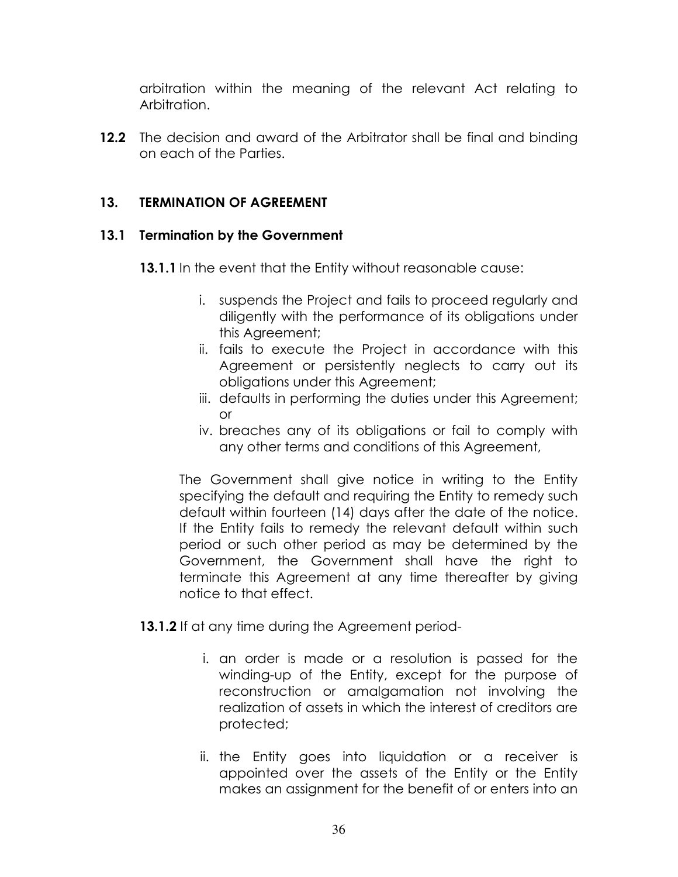arbitration within the meaning of the relevant Act relating to Arbitration.

**12.2** The decision and award of the Arbitrator shall be final and binding on each of the Parties.

## 13. TERMINATION OF AGREEMENT

### 13.1 Termination by the Government

**13.1.1** In the event that the Entity without reasonable cause:

i. suspends the Project and fails to proceed regularly and diligently with the performance of its obligations under this Agreement;
ii. fails to execute the Project in accordance with this Agreement or persistently neglects to carry out its obligations under this Agreement;
iii. defaults in performing the duties under this Agreement; or
iv. breaches any of its obligations or fail to comply with any other terms and conditions of this Agreement,

The Government shall give notice in writing to the Entity specifying the default and requiring the Entity to remedy such default within fourteen (14) days after the date of the notice. If the Entity fails to remedy the relevant default within such period or such other period as may be determined by the Government, the Government shall have the right to terminate this Agreement at any time thereafter by giving notice to that effect.

**13.1.2** If at any time during the Agreement period-

i. an order is made or a resolution is passed for the winding-up of the Entity, except for the purpose of reconstruction or amalgamation not involving the realization of assets in which the interest of creditors are protected;

ii. the Entity goes into liquidation or a receiver is appointed over the assets of the Entity or the Entity makes an assignment for the benefit of or enters into an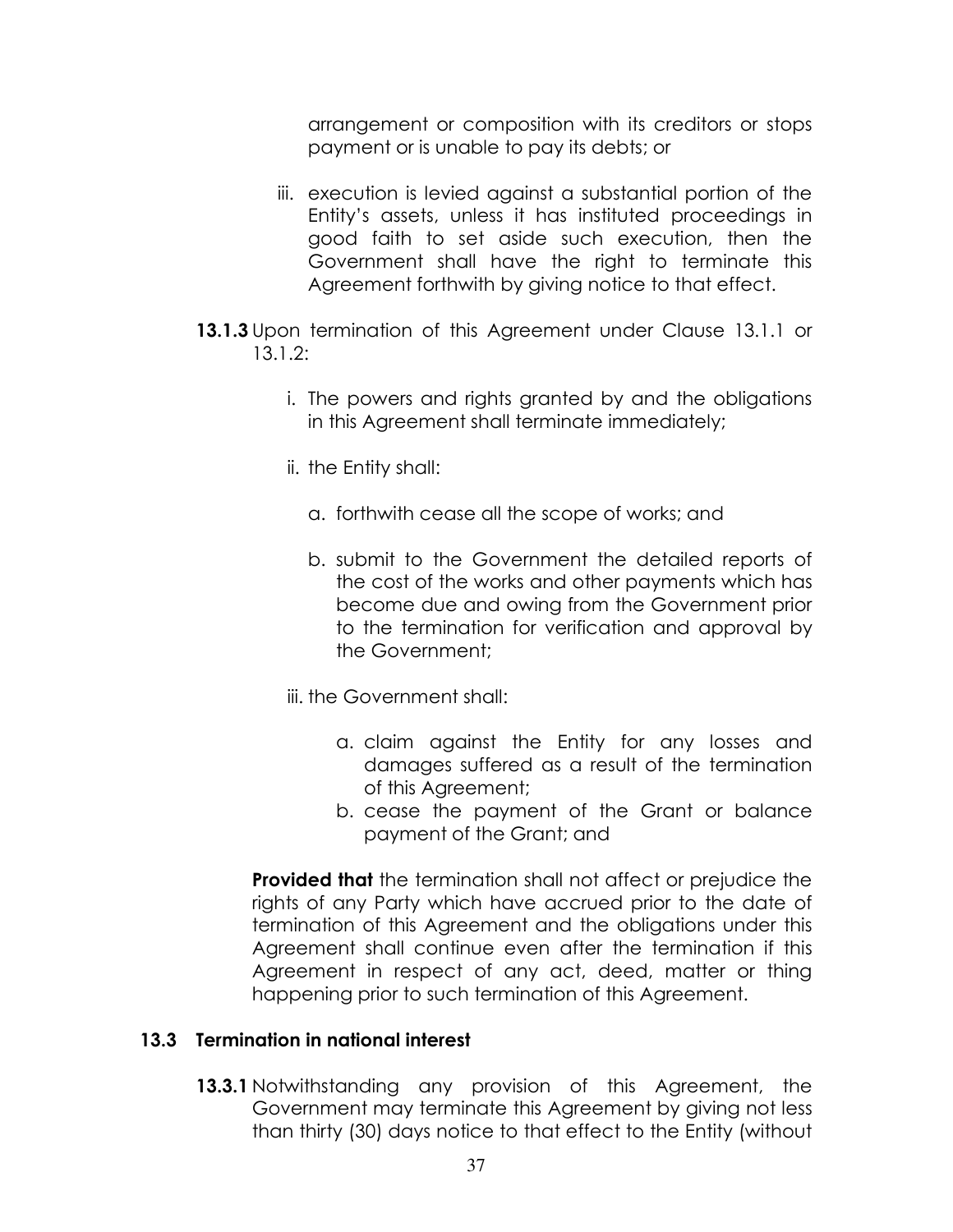arrangement or composition with its creditors or stops payment or is unable to pay its debts; or

iii. execution is levied against a substantial portion of the Entity's assets, unless it has instituted proceedings in good faith to set aside such execution, then the Government shall have the right to terminate this Agreement forthwith by giving notice to that effect.

**13.1.3** Upon termination of this Agreement under Clause 13.1.1 or 13.1.2:

i. The powers and rights granted by and the obligations in this Agreement shall terminate immediately;

ii. the Entity shall:

a. forthwith cease all the scope of works; and

b. submit to the Government the detailed reports of the cost of the works and other payments which has become due and owing from the Government prior to the termination for verification and approval by the Government;

iii. the Government shall:

a. claim against the Entity for any losses and damages suffered as a result of the termination of this Agreement;

b. cease the payment of the Grant or balance payment of the Grant; and

**Provided that** the termination shall not affect or prejudice the rights of any Party which have accrued prior to the date of termination of this Agreement and the obligations under this Agreement shall continue even after the termination if this Agreement in respect of any act, deed, matter or thing happening prior to such termination of this Agreement.

### 13.3 Termination in national interest

**13.3.1** Notwithstanding any provision of this Agreement, the Government may terminate this Agreement by giving not less than thirty (30) days notice to that effect to the Entity (without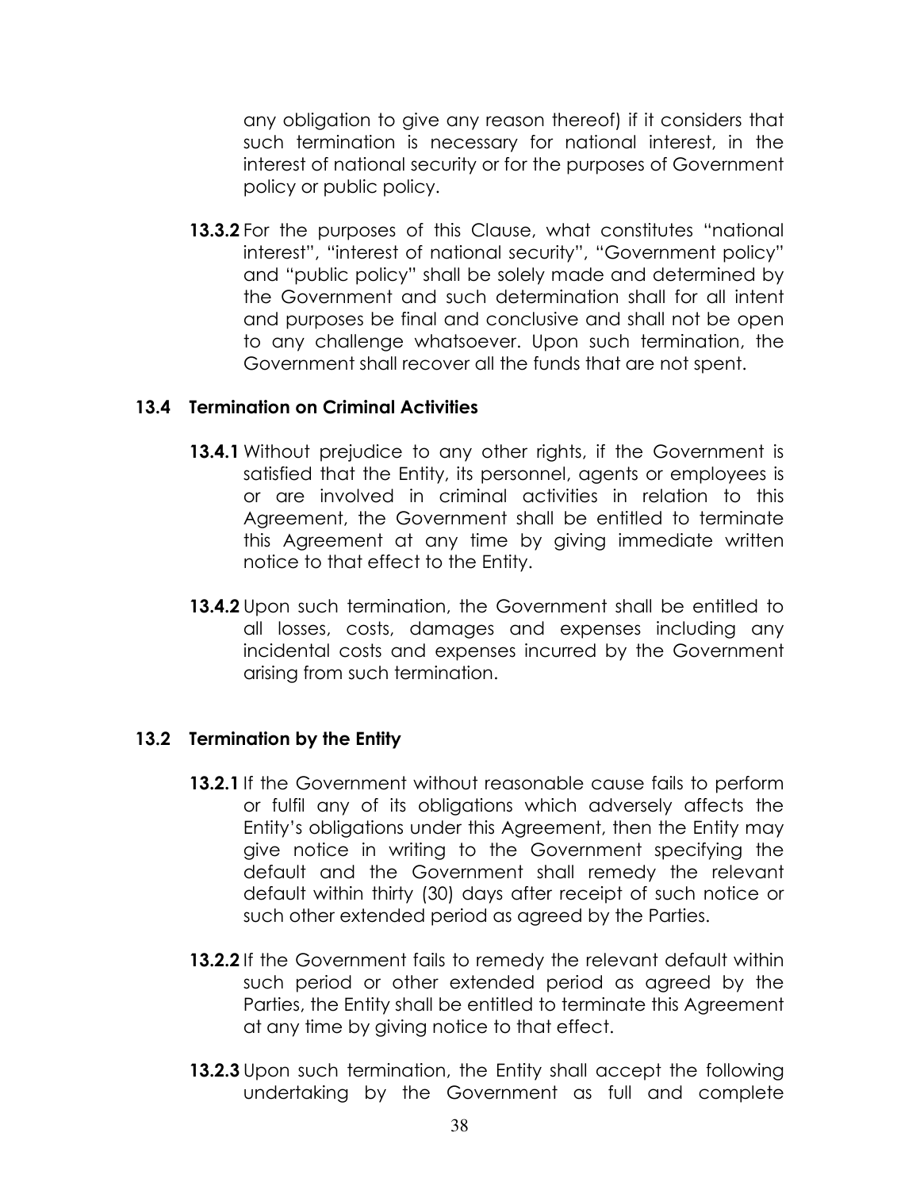any obligation to give any reason thereof) if it considers that such termination is necessary for national interest, in the interest of national security or for the purposes of Government policy or public policy.

**13.3.2** For the purposes of this Clause, what constitutes "national interest", "interest of national security", "Government policy" and "public policy" shall be solely made and determined by the Government and such determination shall for all intent and purposes be final and conclusive and shall not be open to any challenge whatsoever. Upon such termination, the Government shall recover all the funds that are not spent.

### 13.4 Termination on Criminal Activities

**13.4.1** Without prejudice to any other rights, if the Government is satisfied that the Entity, its personnel, agents or employees is or are involved in criminal activities in relation to this Agreement, the Government shall be entitled to terminate this Agreement at any time by giving immediate written notice to that effect to the Entity.

**13.4.2** Upon such termination, the Government shall be entitled to all losses, costs, damages and expenses including any incidental costs and expenses incurred by the Government arising from such termination.

### 13.2 Termination by the Entity

**13.2.1** If the Government without reasonable cause fails to perform or fulfil any of its obligations which adversely affects the Entity's obligations under this Agreement, then the Entity may give notice in writing to the Government specifying the default and the Government shall remedy the relevant default within thirty (30) days after receipt of such notice or such other extended period as agreed by the Parties.

**13.2.2** If the Government fails to remedy the relevant default within such period or other extended period as agreed by the Parties, the Entity shall be entitled to terminate this Agreement at any time by giving notice to that effect.

**13.2.3** Upon such termination, the Entity shall accept the following undertaking by the Government as full and complete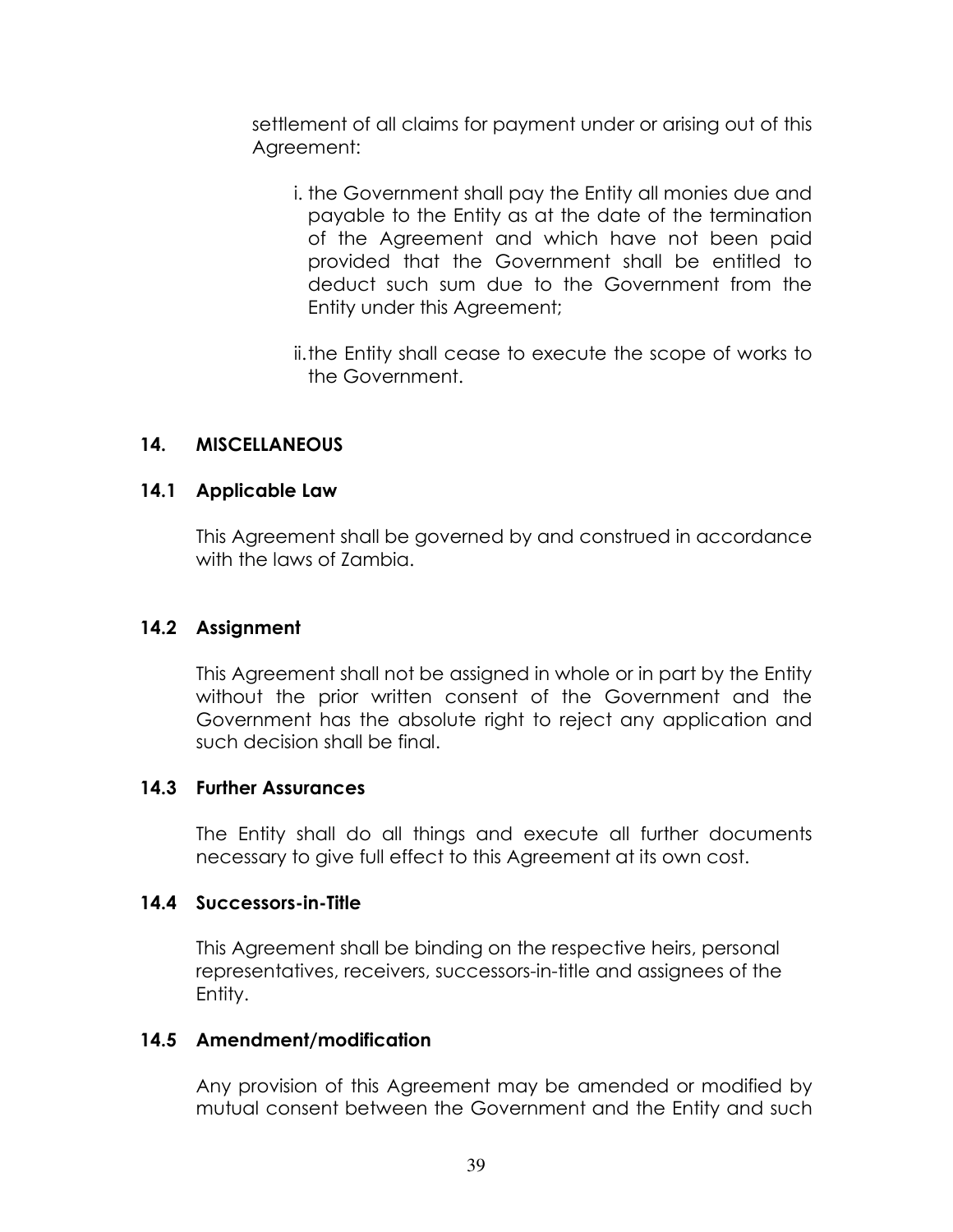settlement of all claims for payment under or arising out of this Agreement:

i. the Government shall pay the Entity all monies due and payable to the Entity as at the date of the termination of the Agreement and which have not been paid provided that the Government shall be entitled to deduct such sum due to the Government from the Entity under this Agreement;

ii. the Entity shall cease to execute the scope of works to the Government.

## 14. MISCELLANEOUS

### 14.1 Applicable Law

This Agreement shall be governed by and construed in accordance with the laws of Zambia.

### 14.2 Assignment

This Agreement shall not be assigned in whole or in part by the Entity without the prior written consent of the Government and the Government has the absolute right to reject any application and such decision shall be final.

### 14.3 Further Assurances

The Entity shall do all things and execute all further documents necessary to give full effect to this Agreement at its own cost.

### 14.4 Successors-in-Title

This Agreement shall be binding on the respective heirs, personal representatives, receivers, successors-in-title and assignees of the Entity.

### 14.5 Amendment/modification

Any provision of this Agreement may be amended or modified by mutual consent between the Government and the Entity and such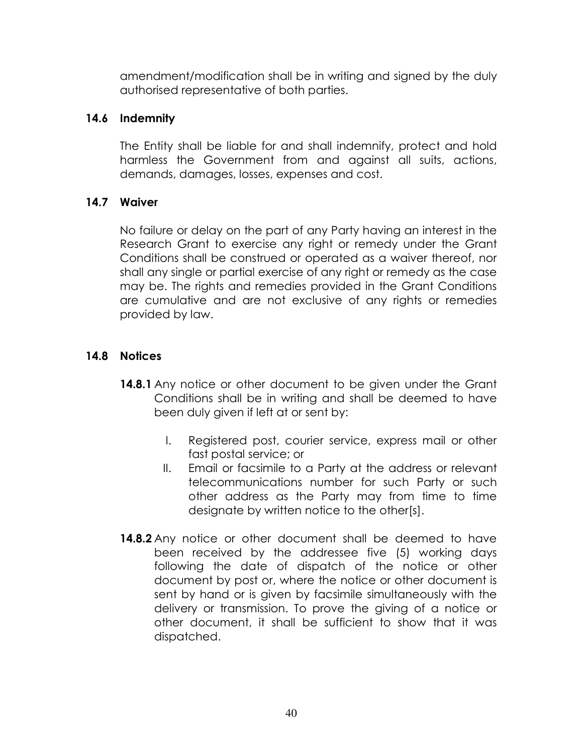amendment/modification shall be in writing and signed by the duly authorised representative of both parties.

### 14.6 Indemnity

The Entity shall be liable for and shall indemnify, protect and hold harmless the Government from and against all suits, actions, demands, damages, losses, expenses and cost.

### 14.7 Waiver

No failure or delay on the part of any Party having an interest in the Research Grant to exercise any right or remedy under the Grant Conditions shall be construed or operated as a waiver thereof, nor shall any single or partial exercise of any right or remedy as the case may be. The rights and remedies provided in the Grant Conditions are cumulative and are not exclusive of any rights or remedies provided by law.

### 14.8 Notices

**14.8.1** Any notice or other document to be given under the Grant Conditions shall be in writing and shall be deemed to have been duly given if left at or sent by:

I. Registered post, courier service, express mail or other fast postal service; or
II. Email or facsimile to a Party at the address or relevant telecommunications number for such Party or such other address as the Party may from time to time designate by written notice to the other[s].

**14.8.2** Any notice or other document shall be deemed to have been received by the addressee five (5) working days following the date of dispatch of the notice or other document by post or, where the notice or other document is sent by hand or is given by facsimile simultaneously with the delivery or transmission. To prove the giving of a notice or other document, it shall be sufficient to show that it was dispatched.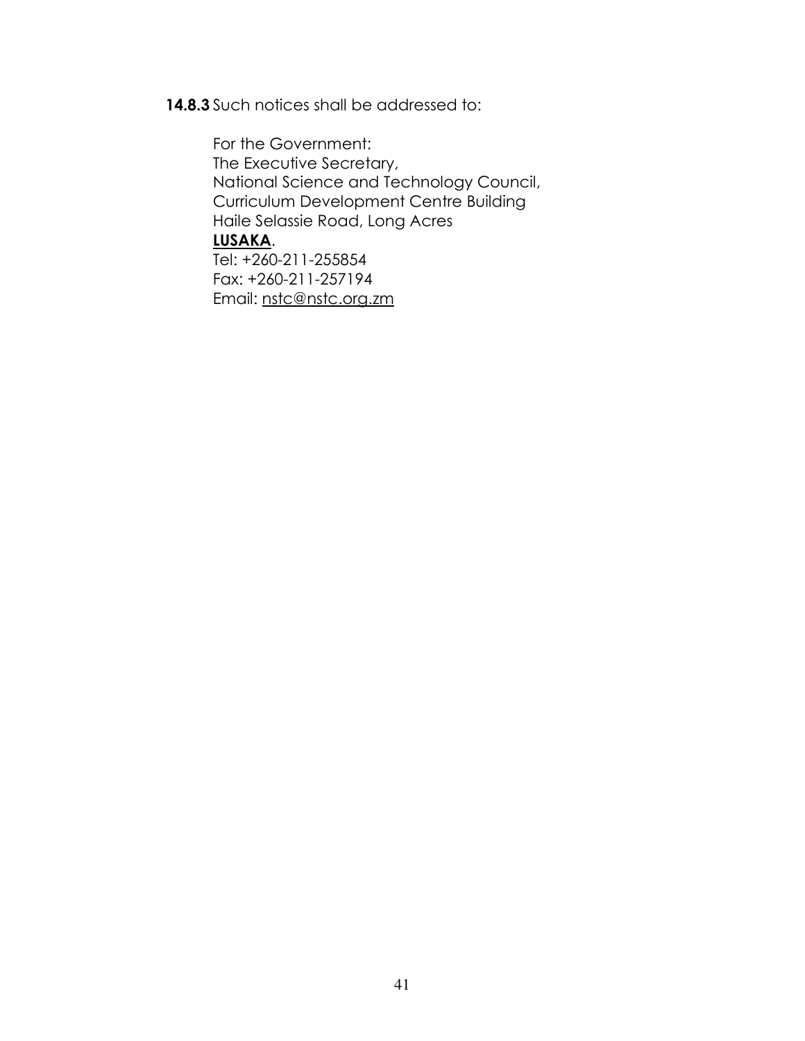**14.8.3** Such notices shall be addressed to:

For the Government:
The Executive Secretary,
National Science and Technology Council,
Curriculum Development Centre Building
Haile Selassie Road, Long Acres
**LUSAKA**.
Tel: +260-211-255854
Fax: +260-211-257194
Email: nstc@nstc.org.zm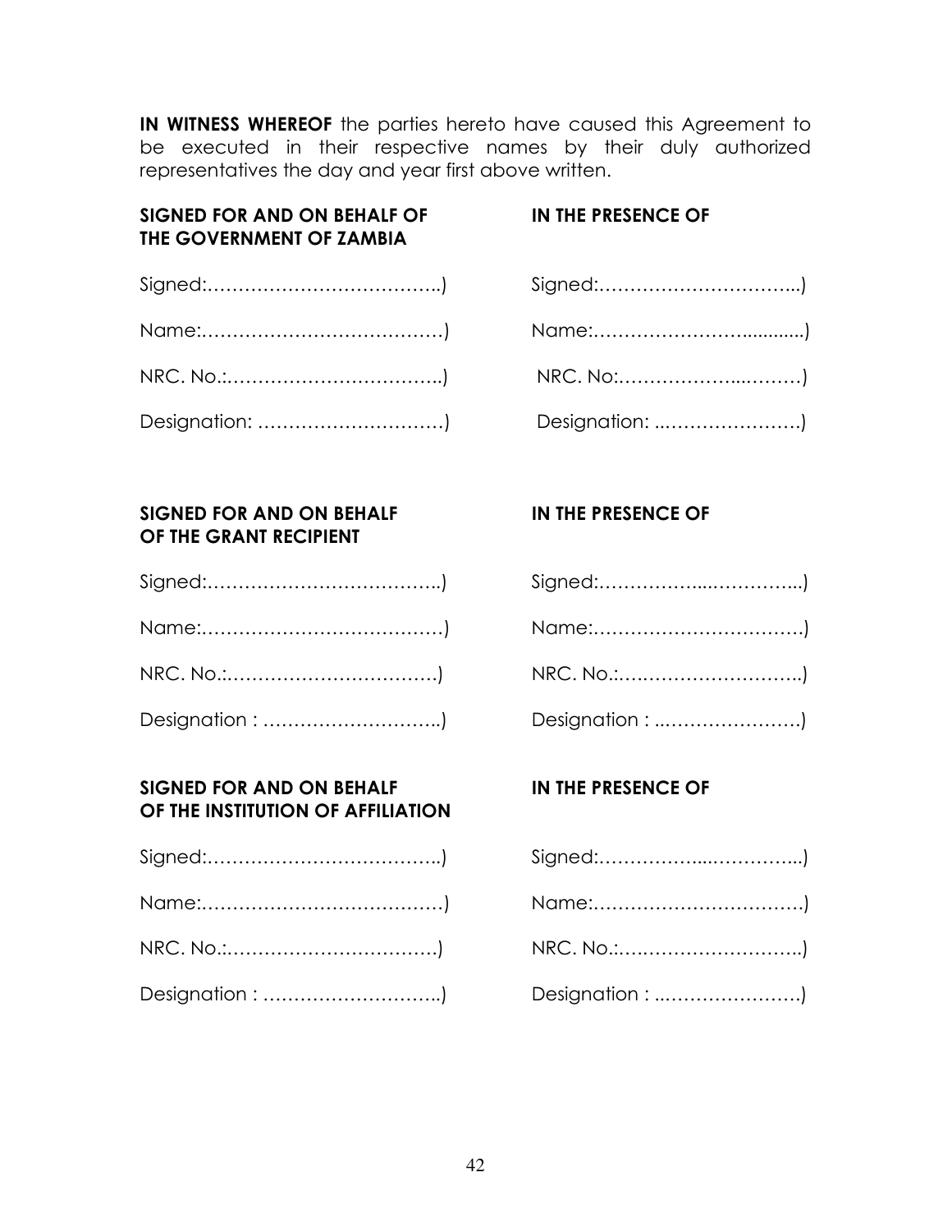**IN WITNESS WHEREOF** the parties hereto have caused this Agreement to be executed in their respective names by their duly authorized representatives the day and year first above written.

| **SIGNED FOR AND ON BEHALF OF THE GOVERNMENT OF ZAMBIA** | **IN THE PRESENCE OF** |
|---|---|
| Signed:………………………………..) | Signed:…………………………...) |
| Name:…………………………………) | Name:…………………….........) |
| NRC. No.:…………………………….) | NRC. No:………………...………) |
| Designation: …………………………) | Designation: ..…………………) |

| **SIGNED FOR AND ON BEHALF OF THE GRANT RECIPIENT** | **IN THE PRESENCE OF** |
|---|---|
| Signed:………………………………..) | Signed:……………...…………...) |
| Name:…………………………………) | Name:……………………………) |
| NRC. No.:…………………………….) | NRC. No.:……………………….) |
| Designation : ………………………..) | Designation : ..…………………) |

| **SIGNED FOR AND ON BEHALF OF THE INSTITUTION OF AFFILIATION** | **IN THE PRESENCE OF** |
|---|---|
| Signed:………………………………..) | Signed:……………...…………...) |
| Name:…………………………………) | Name:……………………………) |
| NRC. No.:…………………………….) | NRC. No.:……………………….) |
| Designation : ………………………..) | Designation : ..…………………) |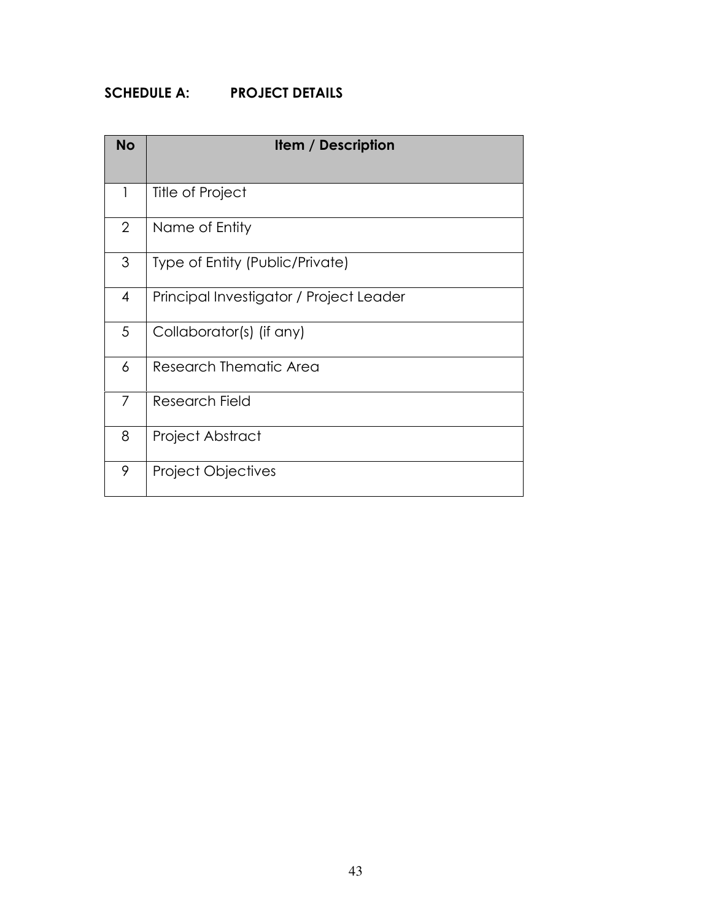## SCHEDULE A: PROJECT DETAILS

| No | Item / Description |
|---|---|
| 1 | Title of Project |
| 2 | Name of Entity |
| 3 | Type of Entity (Public/Private) |
| 4 | Principal Investigator / Project Leader |
| 5 | Collaborator(s) (if any) |
| 6 | Research Thematic Area |
| 7 | Research Field |
| 8 | Project Abstract |
| 9 | Project Objectives |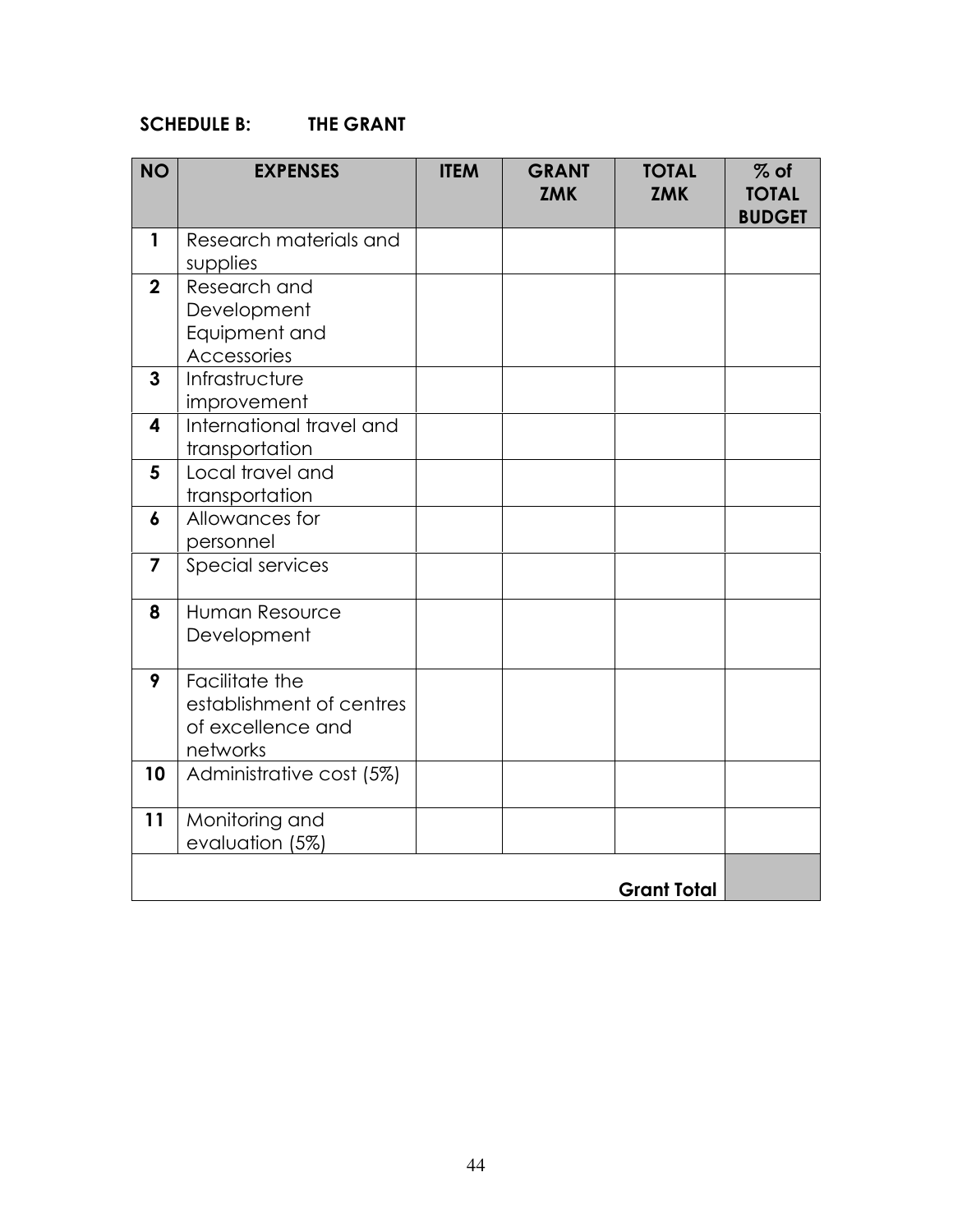## SCHEDULE B: THE GRANT

| NO | EXPENSES | ITEM | GRANT ZMK | TOTAL ZMK | % of TOTAL BUDGET |
|---|---|---|---|---|---|
| 1 | Research materials and supplies | | | | |
| 2 | Research and Development Equipment and Accessories | | | | |
| 3 | Infrastructure improvement | | | | |
| 4 | International travel and transportation | | | | |
| 5 | Local travel and transportation | | | | |
| 6 | Allowances for personnel | | | | |
| 7 | Special services | | | | |
| 8 | Human Resource Development | | | | |
| 9 | Facilitate the establishment of centres of excellence and networks | | | | |
| 10 | Administrative cost (5%) | | | | |
| 11 | Monitoring and evaluation (5%) | | | | |
| | | | | **Grant Total** | |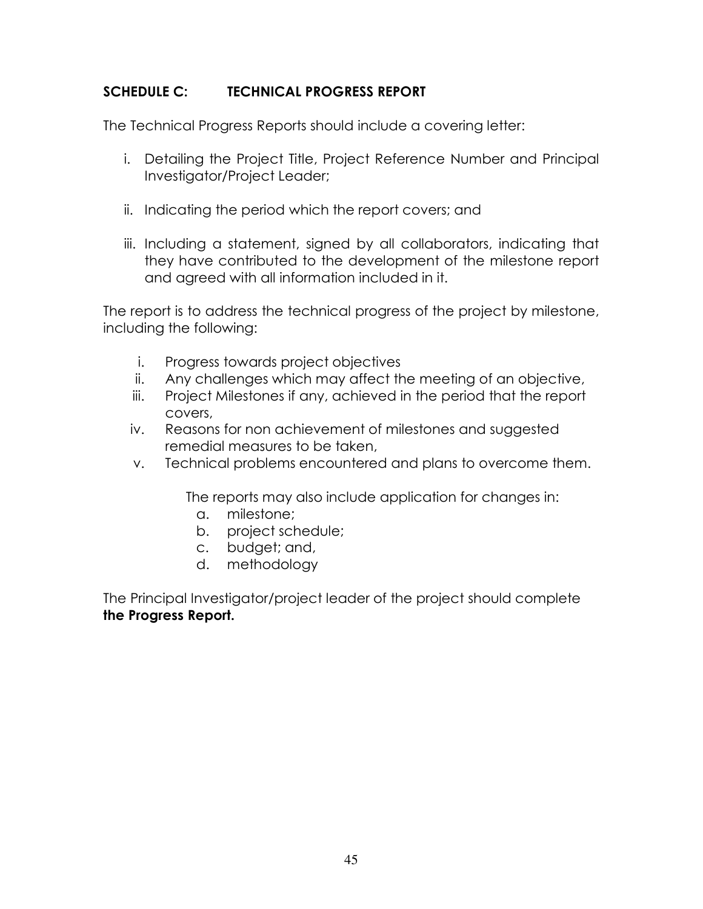## SCHEDULE C: TECHNICAL PROGRESS REPORT

The Technical Progress Reports should include a covering letter:

i. Detailing the Project Title, Project Reference Number and Principal Investigator/Project Leader;

ii. Indicating the period which the report covers; and

iii. Including a statement, signed by all collaborators, indicating that they have contributed to the development of the milestone report and agreed with all information included in it.

The report is to address the technical progress of the project by milestone, including the following:

i. Progress towards project objectives
ii. Any challenges which may affect the meeting of an objective,
iii. Project Milestones if any, achieved in the period that the report covers,
iv. Reasons for non achievement of milestones and suggested remedial measures to be taken,
v. Technical problems encountered and plans to overcome them.

The reports may also include application for changes in:

a. milestone;
b. project schedule;
c. budget; and,
d. methodology

The Principal Investigator/project leader of the project should complete **the Progress Report.**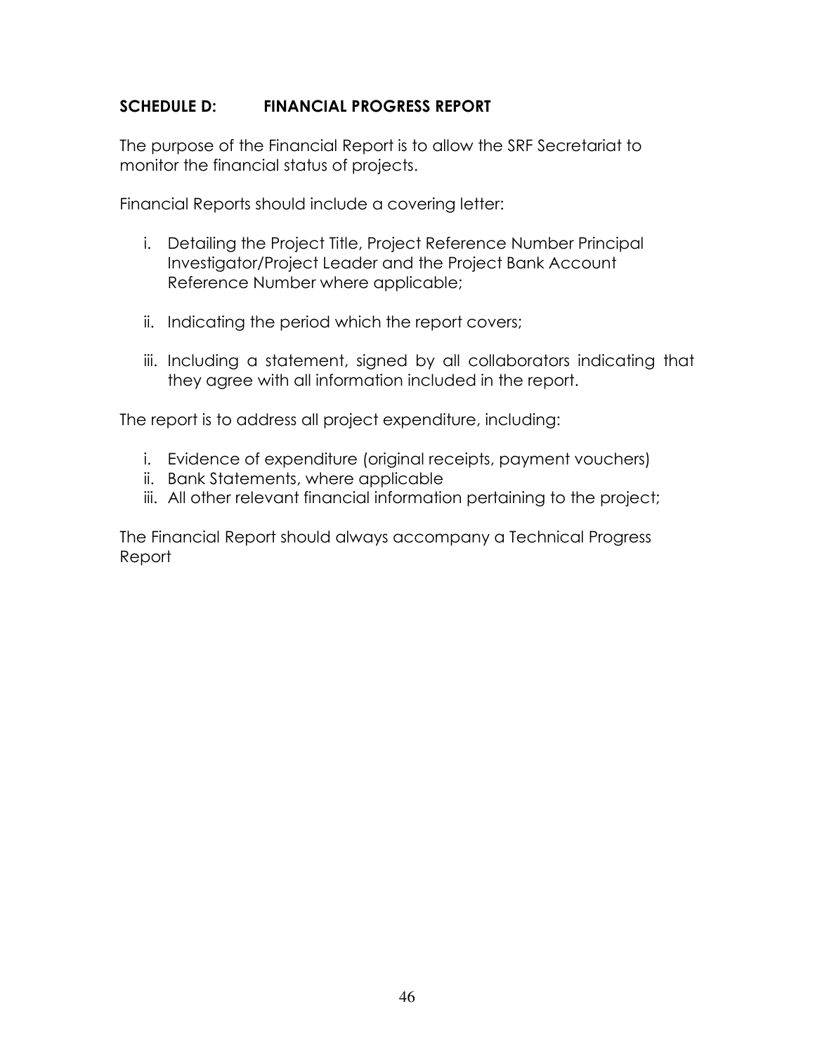## SCHEDULE D: FINANCIAL PROGRESS REPORT

The purpose of the Financial Report is to allow the SRF Secretariat to monitor the financial status of projects.

Financial Reports should include a covering letter:

i. Detailing the Project Title, Project Reference Number Principal Investigator/Project Leader and the Project Bank Account Reference Number where applicable;

ii. Indicating the period which the report covers;

iii. Including a statement, signed by all collaborators indicating that they agree with all information included in the report.

The report is to address all project expenditure, including:

i. Evidence of expenditure (original receipts, payment vouchers)
ii. Bank Statements, where applicable
iii. All other relevant financial information pertaining to the project;

The Financial Report should always accompany a Technical Progress Report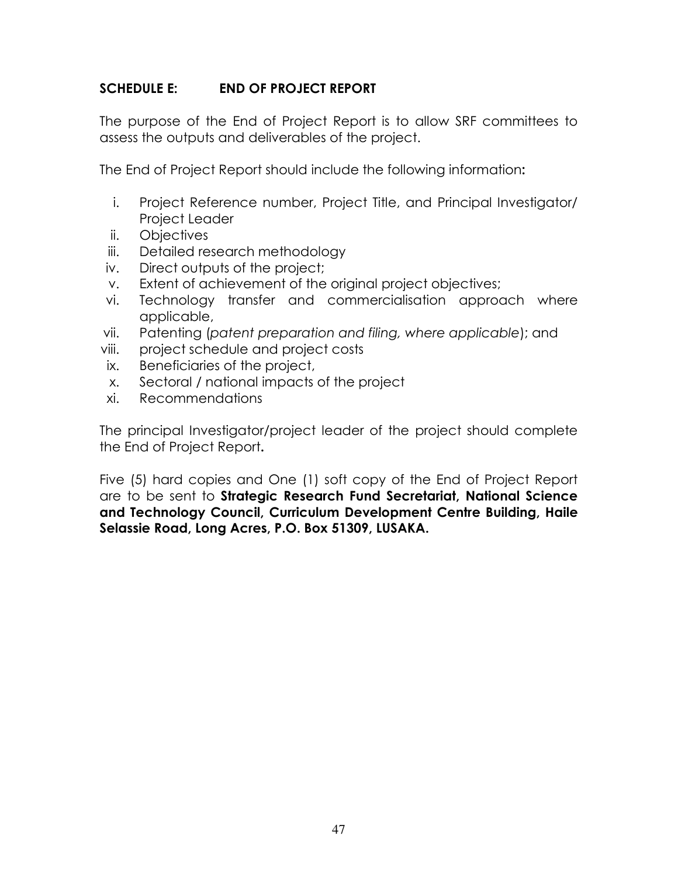## SCHEDULE E: END OF PROJECT REPORT

The purpose of the End of Project Report is to allow SRF committees to assess the outputs and deliverables of the project.

The End of Project Report should include the following information**:**

i. Project Reference number, Project Title, and Principal Investigator/ Project Leader
ii. Objectives
iii. Detailed research methodology
iv. Direct outputs of the project;
v. Extent of achievement of the original project objectives;
vi. Technology transfer and commercialisation approach where applicable,
vii. Patenting (*patent preparation and filing, where applicable*); and
viii. project schedule and project costs
ix. Beneficiaries of the project,
x. Sectoral / national impacts of the project
xi. Recommendations

The principal Investigator/project leader of the project should complete the End of Project Report**.**

Five (5) hard copies and One (1) soft copy of the End of Project Report are to be sent to **Strategic Research Fund Secretariat, National Science and Technology Council, Curriculum Development Centre Building, Haile Selassie Road, Long Acres, P.O. Box 51309, LUSAKA.**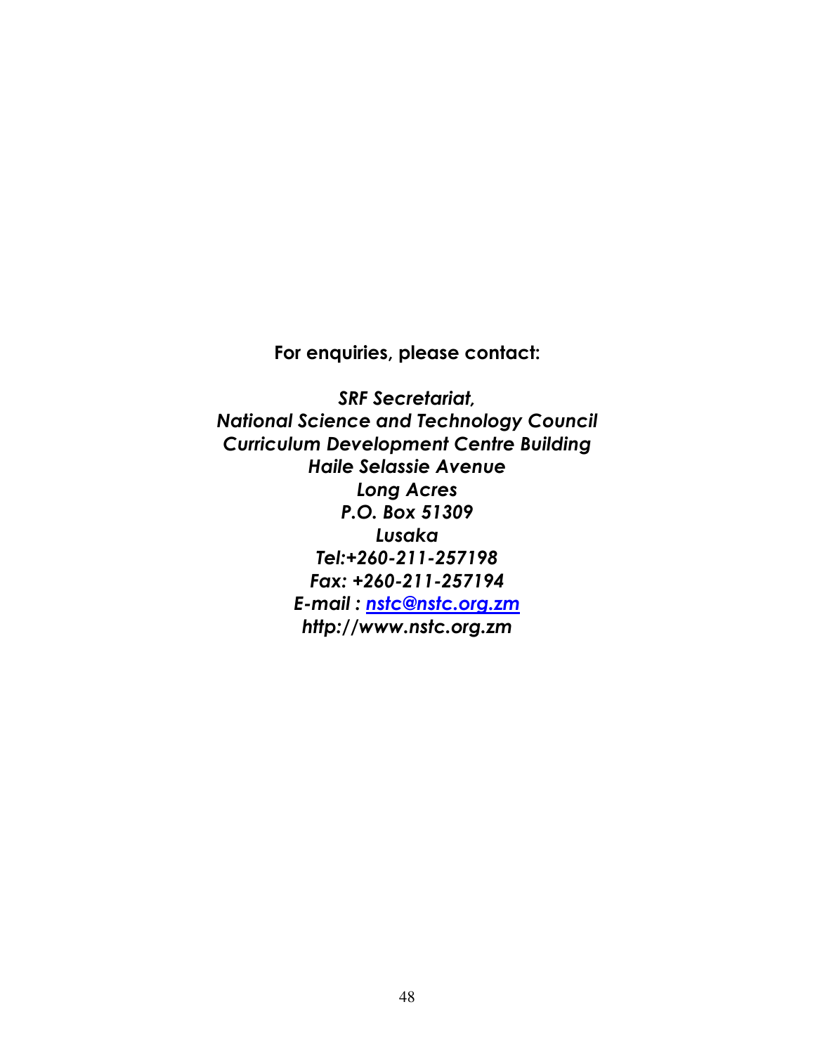**For enquiries, please contact:**

***SRF Secretariat,***
***National Science and Technology Council***
***Curriculum Development Centre Building***
***Haile Selassie Avenue***
***Long Acres***
***P.O. Box 51309***
***Lusaka***
***Tel:+260-211-257198***
***Fax: +260-211-257194***
***E-mail : nstc@nstc.org.zm***
***http://www.nstc.org.zm***